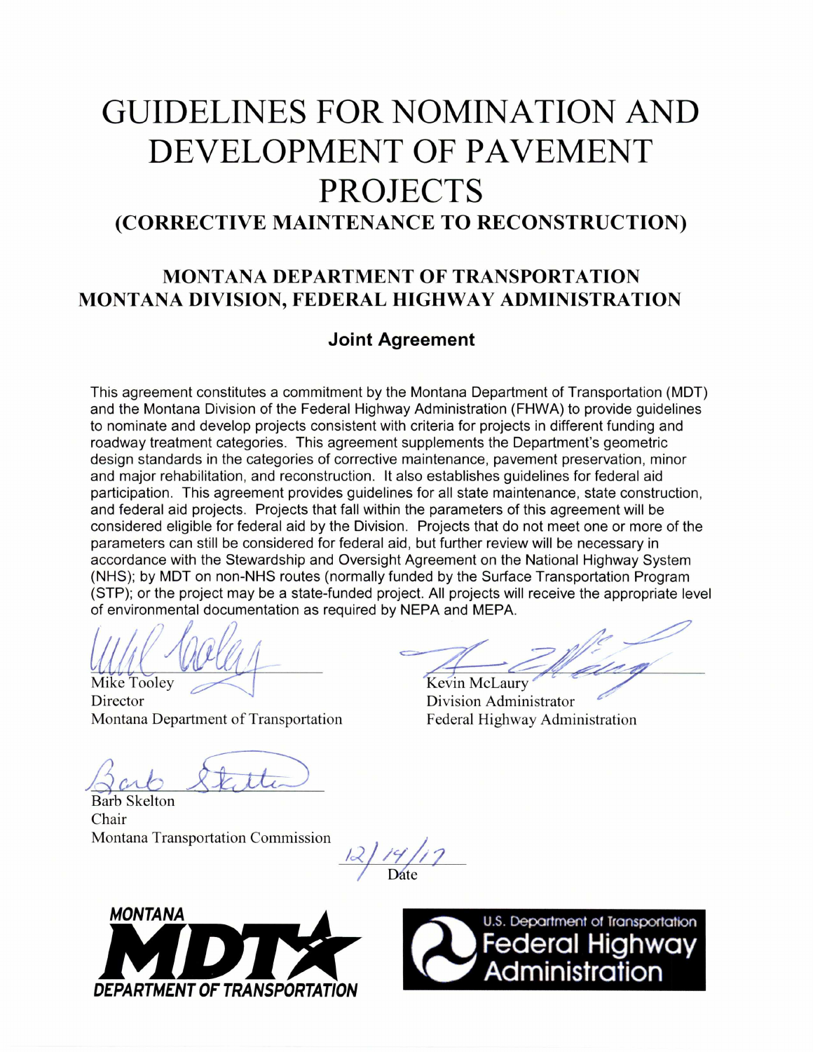# GUIDELINES FOR NOMINATION AND DEVELOPMENT OF PAVEMENT PROJECTS

## (CORRECTIVE MAINTENANCE TO RECONSTRUCTION)

### MONTANA DEPARTMENT OF TRANSPORTATION
### MONTANA DIVISION, FEDERAL HIGHWAY ADMINISTRATION

#### Joint Agreement

This agreement constitutes a commitment by the Montana Department of Transportation (MDT) and the Montana Division of the Federal Highway Administration (FHWA) to provide guidelines to nominate and develop projects consistent with criteria for projects in different funding and roadway treatment categories. This agreement supplements the Department's geometric design standards in the categories of corrective maintenance, pavement preservation, minor and major rehabilitation, and reconstruction. It also establishes guidelines for federal aid participation. This agreement provides guidelines for all state maintenance, state construction, and federal aid projects. Projects that fall within the parameters of this agreement will be considered eligible for federal aid by the Division. Projects that do not meet one or more of the parameters can still be considered for federal aid, but further review will be necessary in accordance with the Stewardship and Oversight Agreement on the National Highway System (NHS); by MDT on non-NHS routes (normally funded by the Surface Transportation Program (STP); or the project may be a state-funded project. All projects will receive the appropriate level of environmental documentation as required by NEPA and MEPA.

Mike Tooley
Director
Montana Department of Transportation

Kevin McLaury
Division Administrator
Federal Highway Administration

Barb Skelton
Chair
Montana Transportation Commission

12/14/17
Date

MONTANA MDT DEPARTMENT OF TRANSPORTATION

U.S. Department of Transportation Federal Highway Administration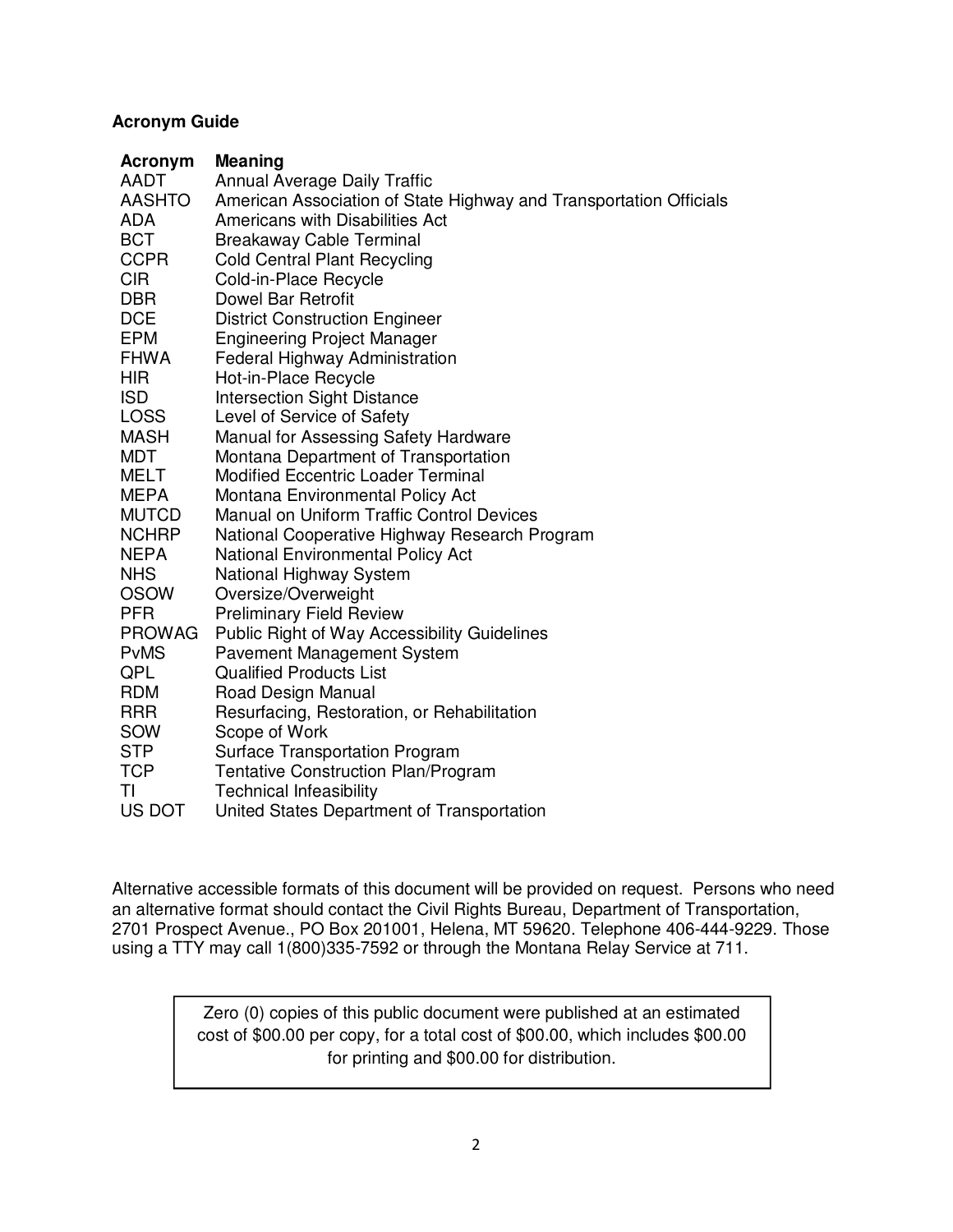**Acronym Guide**

| Acronym | Meaning |
| --- | --- |
| AADT | Annual Average Daily Traffic |
| AASHTO | American Association of State Highway and Transportation Officials |
| ADA | Americans with Disabilities Act |
| BCT | Breakaway Cable Terminal |
| CCPR | Cold Central Plant Recycling |
| CIR | Cold-in-Place Recycle |
| DBR | Dowel Bar Retrofit |
| DCE | District Construction Engineer |
| EPM | Engineering Project Manager |
| FHWA | Federal Highway Administration |
| HIR | Hot-in-Place Recycle |
| ISD | Intersection Sight Distance |
| LOSS | Level of Service of Safety |
| MASH | Manual for Assessing Safety Hardware |
| MDT | Montana Department of Transportation |
| MELT | Modified Eccentric Loader Terminal |
| MEPA | Montana Environmental Policy Act |
| MUTCD | Manual on Uniform Traffic Control Devices |
| NCHRP | National Cooperative Highway Research Program |
| NEPA | National Environmental Policy Act |
| NHS | National Highway System |
| OSOW | Oversize/Overweight |
| PFR | Preliminary Field Review |
| PROWAG | Public Right of Way Accessibility Guidelines |
| PvMS | Pavement Management System |
| QPL | Qualified Products List |
| RDM | Road Design Manual |
| RRR | Resurfacing, Restoration, or Rehabilitation |
| SOW | Scope of Work |
| STP | Surface Transportation Program |
| TCP | Tentative Construction Plan/Program |
| TI | Technical Infeasibility |
| US DOT | United States Department of Transportation |

Alternative accessible formats of this document will be provided on request. Persons who need an alternative format should contact the Civil Rights Bureau, Department of Transportation, 2701 Prospect Avenue., PO Box 201001, Helena, MT 59620. Telephone 406-444-9229. Those using a TTY may call 1(800)335-7592 or through the Montana Relay Service at 711.

Zero (0) copies of this public document were published at an estimated cost of $00.00 per copy, for a total cost of $00.00, which includes $00.00 for printing and $00.00 for distribution.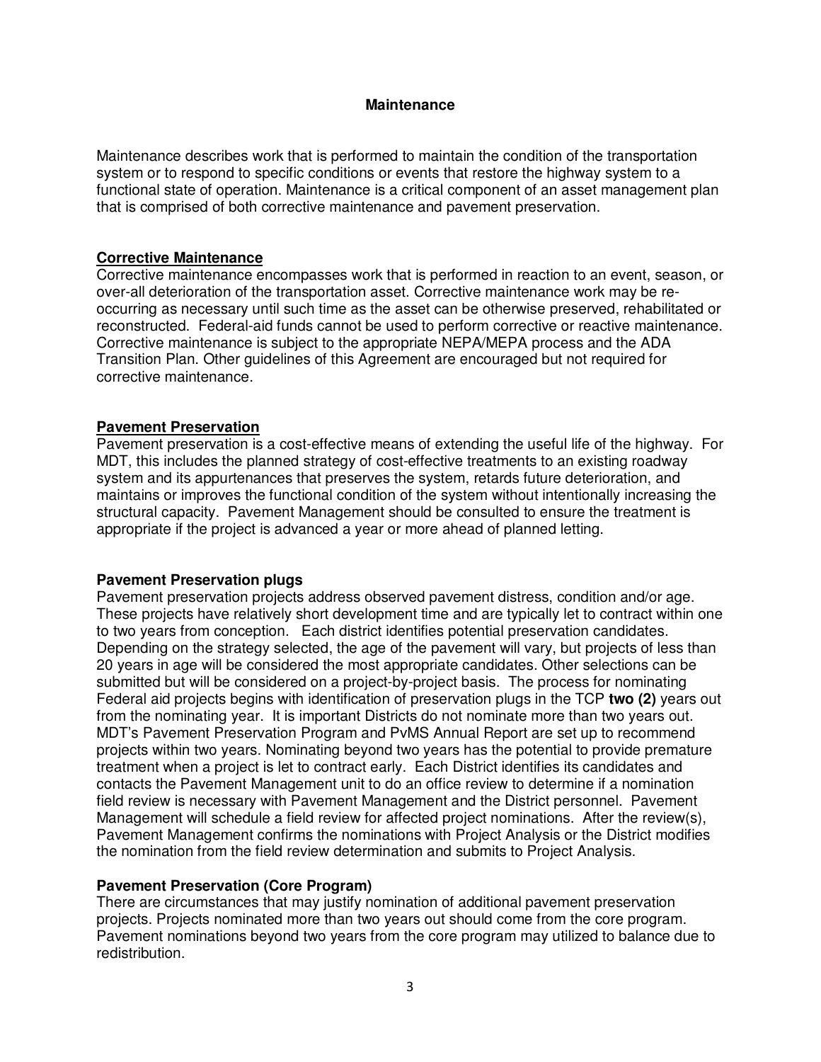## Maintenance

Maintenance describes work that is performed to maintain the condition of the transportation system or to respond to specific conditions or events that restore the highway system to a functional state of operation. Maintenance is a critical component of an asset management plan that is comprised of both corrective maintenance and pavement preservation.

### Corrective Maintenance

Corrective maintenance encompasses work that is performed in reaction to an event, season, or over-all deterioration of the transportation asset. Corrective maintenance work may be re-occurring as necessary until such time as the asset can be otherwise preserved, rehabilitated or reconstructed. Federal-aid funds cannot be used to perform corrective or reactive maintenance. Corrective maintenance is subject to the appropriate NEPA/MEPA process and the ADA Transition Plan. Other guidelines of this Agreement are encouraged but not required for corrective maintenance.

### Pavement Preservation

Pavement preservation is a cost-effective means of extending the useful life of the highway. For MDT, this includes the planned strategy of cost-effective treatments to an existing roadway system and its appurtenances that preserves the system, retards future deterioration, and maintains or improves the functional condition of the system without intentionally increasing the structural capacity. Pavement Management should be consulted to ensure the treatment is appropriate if the project is advanced a year or more ahead of planned letting.

### Pavement Preservation plugs

Pavement preservation projects address observed pavement distress, condition and/or age. These projects have relatively short development time and are typically let to contract within one to two years from conception. Each district identifies potential preservation candidates. Depending on the strategy selected, the age of the pavement will vary, but projects of less than 20 years in age will be considered the most appropriate candidates. Other selections can be submitted but will be considered on a project-by-project basis. The process for nominating Federal aid projects begins with identification of preservation plugs in the TCP **two (2)** years out from the nominating year. It is important Districts do not nominate more than two years out. MDT's Pavement Preservation Program and PvMS Annual Report are set up to recommend projects within two years. Nominating beyond two years has the potential to provide premature treatment when a project is let to contract early. Each District identifies its candidates and contacts the Pavement Management unit to do an office review to determine if a nomination field review is necessary with Pavement Management and the District personnel. Pavement Management will schedule a field review for affected project nominations. After the review(s), Pavement Management confirms the nominations with Project Analysis or the District modifies the nomination from the field review determination and submits to Project Analysis.

### Pavement Preservation (Core Program)

There are circumstances that may justify nomination of additional pavement preservation projects. Projects nominated more than two years out should come from the core program. Pavement nominations beyond two years from the core program may utilized to balance due to redistribution.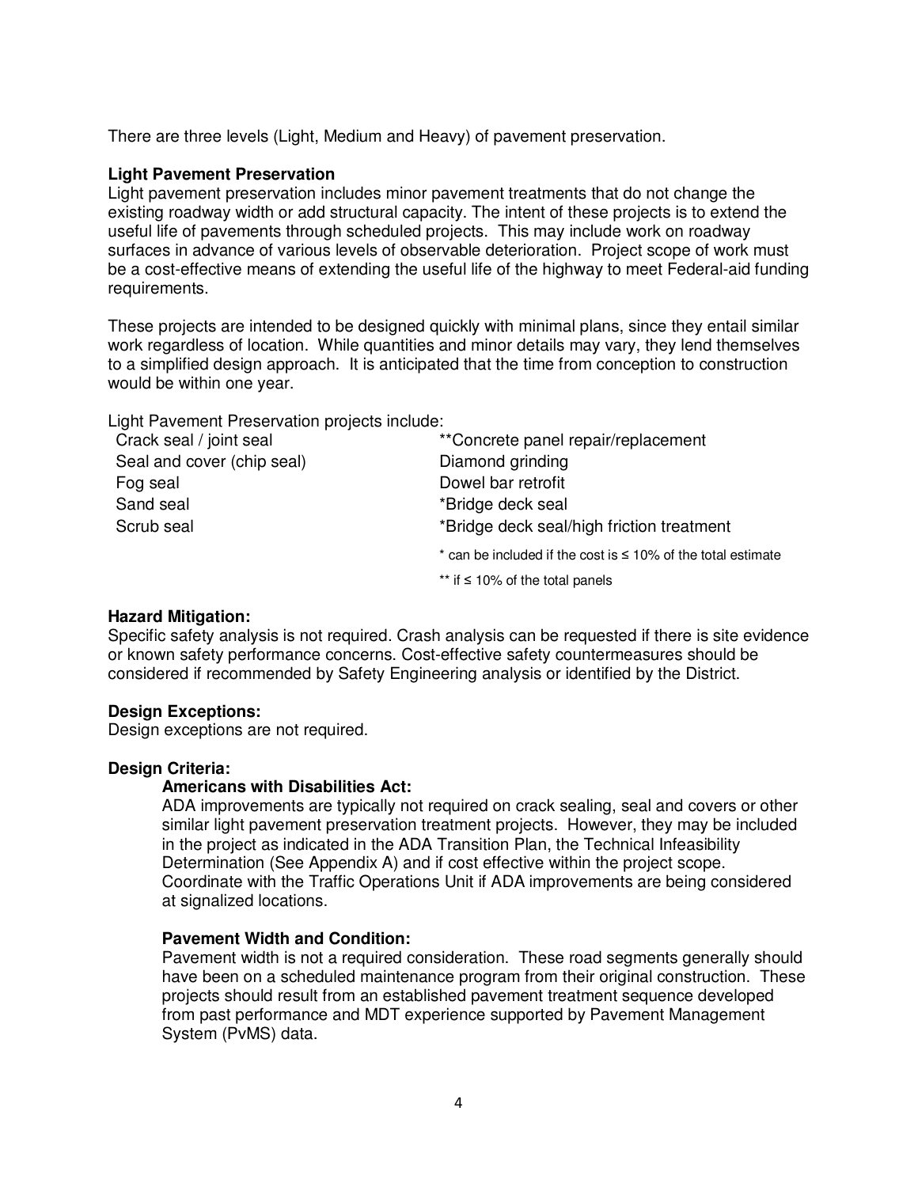There are three levels (Light, Medium and Heavy) of pavement preservation.

**Light Pavement Preservation**
Light pavement preservation includes minor pavement treatments that do not change the existing roadway width or add structural capacity. The intent of these projects is to extend the useful life of pavements through scheduled projects. This may include work on roadway surfaces in advance of various levels of observable deterioration. Project scope of work must be a cost-effective means of extending the useful life of the highway to meet Federal-aid funding requirements.

These projects are intended to be designed quickly with minimal plans, since they entail similar work regardless of location. While quantities and minor details may vary, they lend themselves to a simplified design approach. It is anticipated that the time from conception to construction would be within one year.

Light Pavement Preservation projects include:

- Crack seal / joint seal
- Seal and cover (chip seal)
- Fog seal
- Sand seal
- Scrub seal
- **Concrete panel repair/replacement
- Diamond grinding
- Dowel bar retrofit
- *Bridge deck seal
- *Bridge deck seal/high friction treatment

\* can be included if the cost is ≤ 10% of the total estimate

\** if ≤ 10% of the total panels

**Hazard Mitigation:**
Specific safety analysis is not required. Crash analysis can be requested if there is site evidence or known safety performance concerns. Cost-effective safety countermeasures should be considered if recommended by Safety Engineering analysis or identified by the District.

**Design Exceptions:**
Design exceptions are not required.

**Design Criteria:**

**Americans with Disabilities Act:**
ADA improvements are typically not required on crack sealing, seal and covers or other similar light pavement preservation treatment projects. However, they may be included in the project as indicated in the ADA Transition Plan, the Technical Infeasibility Determination (See Appendix A) and if cost effective within the project scope. Coordinate with the Traffic Operations Unit if ADA improvements are being considered at signalized locations.

**Pavement Width and Condition:**
Pavement width is not a required consideration. These road segments generally should have been on a scheduled maintenance program from their original construction. These projects should result from an established pavement treatment sequence developed from past performance and MDT experience supported by Pavement Management System (PvMS) data.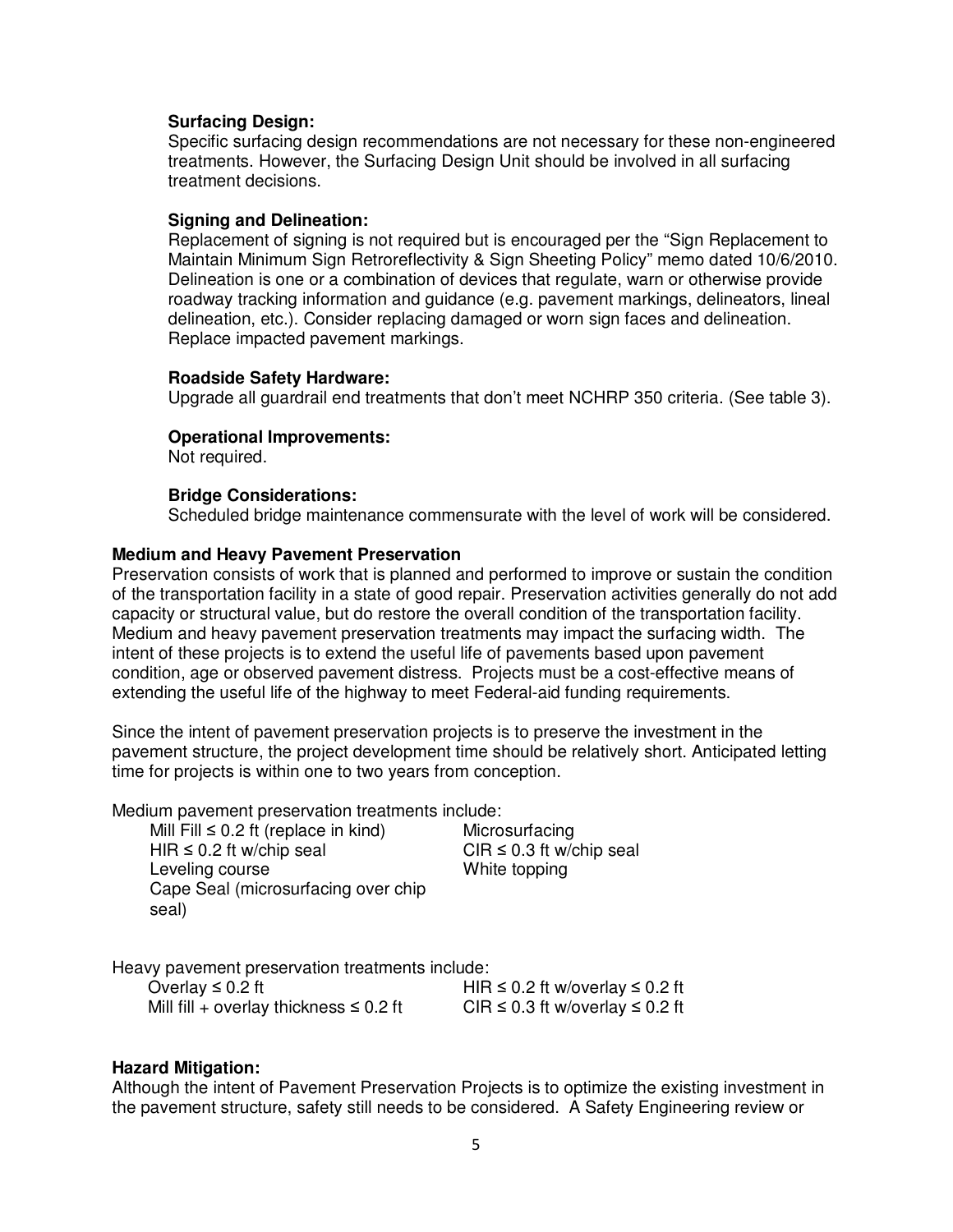**Surfacing Design:**
Specific surfacing design recommendations are not necessary for these non-engineered treatments. However, the Surfacing Design Unit should be involved in all surfacing treatment decisions.

**Signing and Delineation:**
Replacement of signing is not required but is encouraged per the "Sign Replacement to Maintain Minimum Sign Retroreflectivity & Sign Sheeting Policy" memo dated 10/6/2010. Delineation is one or a combination of devices that regulate, warn or otherwise provide roadway tracking information and guidance (e.g. pavement markings, delineators, lineal delineation, etc.). Consider replacing damaged or worn sign faces and delineation. Replace impacted pavement markings.

**Roadside Safety Hardware:**
Upgrade all guardrail end treatments that don't meet NCHRP 350 criteria. (See table 3).

**Operational Improvements:**
Not required.

**Bridge Considerations:**
Scheduled bridge maintenance commensurate with the level of work will be considered.

**Medium and Heavy Pavement Preservation**
Preservation consists of work that is planned and performed to improve or sustain the condition of the transportation facility in a state of good repair. Preservation activities generally do not add capacity or structural value, but do restore the overall condition of the transportation facility. Medium and heavy pavement preservation treatments may impact the surfacing width. The intent of these projects is to extend the useful life of pavements based upon pavement condition, age or observed pavement distress. Projects must be a cost-effective means of extending the useful life of the highway to meet Federal-aid funding requirements.

Since the intent of pavement preservation projects is to preserve the investment in the pavement structure, the project development time should be relatively short. Anticipated letting time for projects is within one to two years from conception.

Medium pavement preservation treatments include:

- Mill Fill ≤ 0.2 ft (replace in kind)
- HIR ≤ 0.2 ft w/chip seal
- Leveling course
- Cape Seal (microsurfacing over chip seal)
- Microsurfacing
- CIR ≤ 0.3 ft w/chip seal
- White topping

Heavy pavement preservation treatments include:

- Overlay ≤ 0.2 ft
- Mill fill + overlay thickness ≤ 0.2 ft
- HIR ≤ 0.2 ft w/overlay ≤ 0.2 ft
- CIR ≤ 0.3 ft w/overlay ≤ 0.2 ft

**Hazard Mitigation:**
Although the intent of Pavement Preservation Projects is to optimize the existing investment in the pavement structure, safety still needs to be considered. A Safety Engineering review or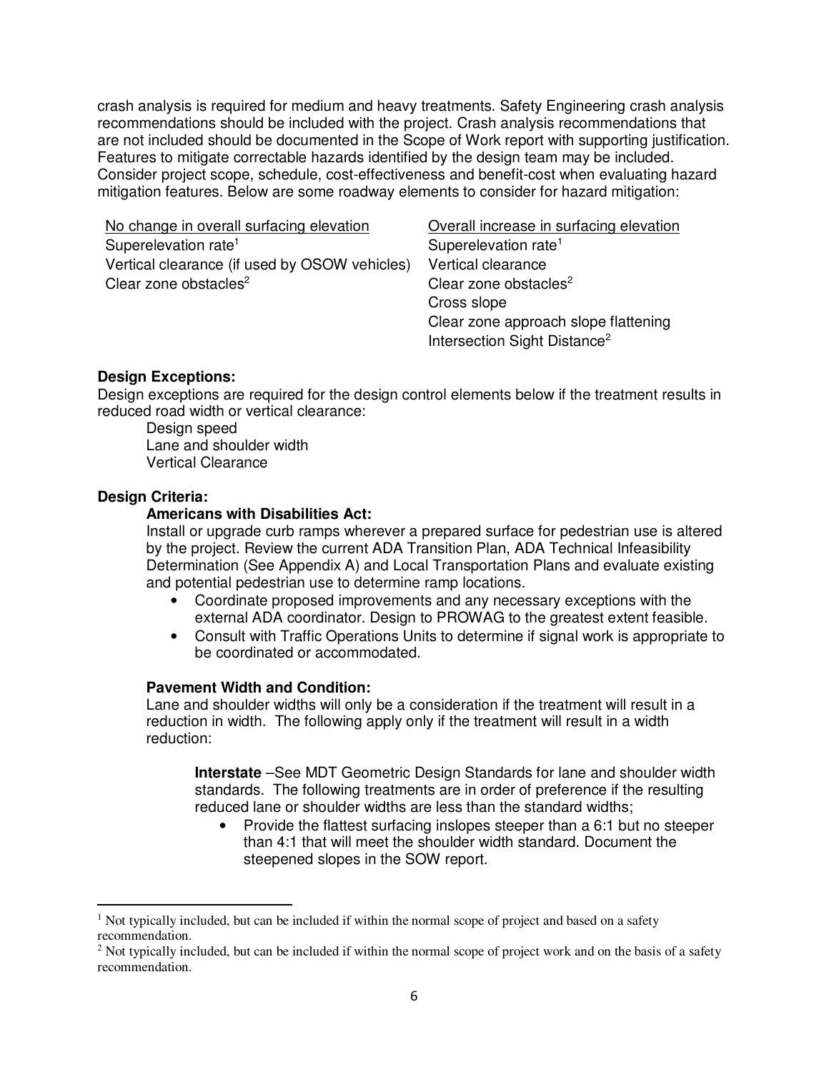crash analysis is required for medium and heavy treatments. Safety Engineering crash analysis recommendations should be included with the project. Crash analysis recommendations that are not included should be documented in the Scope of Work report with supporting justification. Features to mitigate correctable hazards identified by the design team may be included. Consider project scope, schedule, cost-effectiveness and benefit-cost when evaluating hazard mitigation features. Below are some roadway elements to consider for hazard mitigation:

| No change in overall surfacing elevation | Overall increase in surfacing elevation |
|---|---|
| Superelevation rate[1] | Superelevation rate[1] |
| Vertical clearance (if used by OSOW vehicles) | Vertical clearance |
| Clear zone obstacles[2] | Clear zone obstacles[2] |
| | Cross slope |
| | Clear zone approach slope flattening |
| | Intersection Sight Distance[2] |

**Design Exceptions:**

Design exceptions are required for the design control elements below if the treatment results in reduced road width or vertical clearance:

Design speed
Lane and shoulder width
Vertical Clearance

**Design Criteria:**

**Americans with Disabilities Act:**

Install or upgrade curb ramps wherever a prepared surface for pedestrian use is altered by the project. Review the current ADA Transition Plan, ADA Technical Infeasibility Determination (See Appendix A) and Local Transportation Plans and evaluate existing and potential pedestrian use to determine ramp locations.

- Coordinate proposed improvements and any necessary exceptions with the external ADA coordinator. Design to PROWAG to the greatest extent feasible.
- Consult with Traffic Operations Units to determine if signal work is appropriate to be coordinated or accommodated.

**Pavement Width and Condition:**

Lane and shoulder widths will only be a consideration if the treatment will result in a reduction in width. The following apply only if the treatment will result in a width reduction:

**Interstate** –See MDT Geometric Design Standards for lane and shoulder width standards. The following treatments are in order of preference if the resulting reduced lane or shoulder widths are less than the standard widths;

- Provide the flattest surfacing inslopes steeper than a 6:1 but no steeper than 4:1 that will meet the shoulder width standard. Document the steepened slopes in the SOW report.

---

[1] Not typically included, but can be included if within the normal scope of project and based on a safety recommendation.

[2] Not typically included, but can be included if within the normal scope of project work and on the basis of a safety recommendation.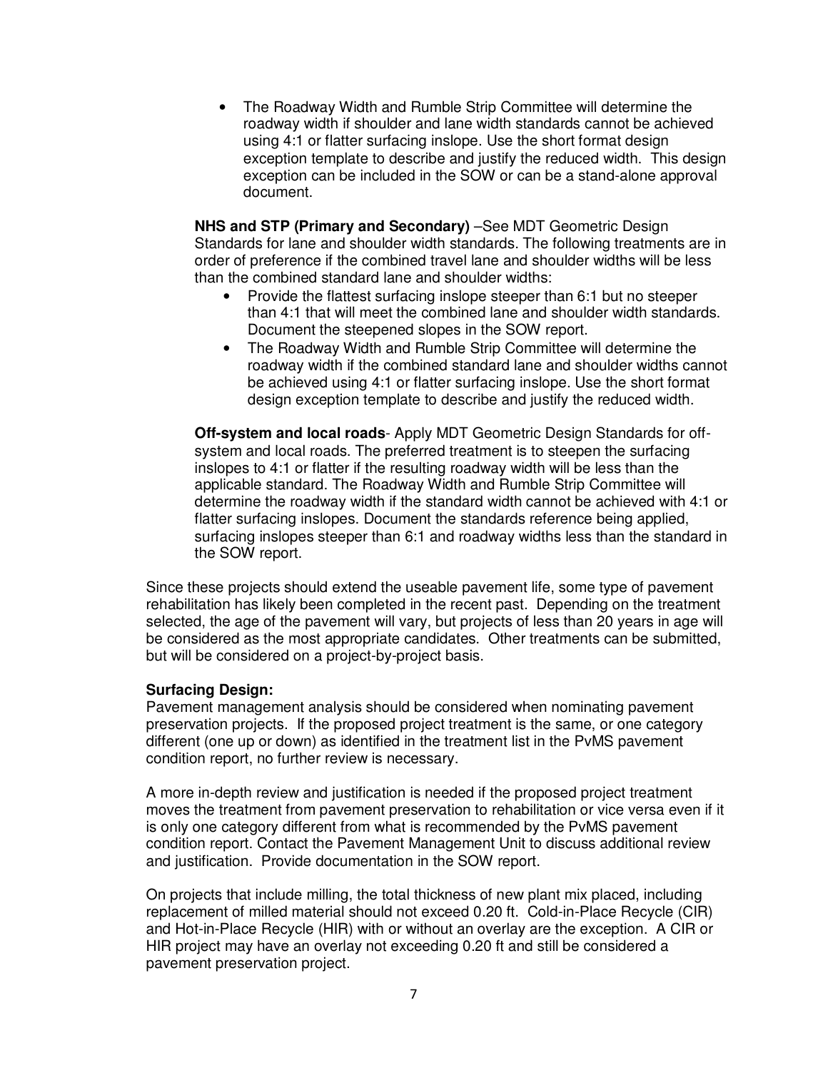- The Roadway Width and Rumble Strip Committee will determine the roadway width if shoulder and lane width standards cannot be achieved using 4:1 or flatter surfacing inslope. Use the short format design exception template to describe and justify the reduced width. This design exception can be included in the SOW or can be a stand-alone approval document.

**NHS and STP (Primary and Secondary)** –See MDT Geometric Design Standards for lane and shoulder width standards. The following treatments are in order of preference if the combined travel lane and shoulder widths will be less than the combined standard lane and shoulder widths:

- Provide the flattest surfacing inslope steeper than 6:1 but no steeper than 4:1 that will meet the combined lane and shoulder width standards. Document the steepened slopes in the SOW report.
- The Roadway Width and Rumble Strip Committee will determine the roadway width if the combined standard lane and shoulder widths cannot be achieved using 4:1 or flatter surfacing inslope. Use the short format design exception template to describe and justify the reduced width.

**Off-system and local roads**- Apply MDT Geometric Design Standards for off-system and local roads. The preferred treatment is to steepen the surfacing inslopes to 4:1 or flatter if the resulting roadway width will be less than the applicable standard. The Roadway Width and Rumble Strip Committee will determine the roadway width if the standard width cannot be achieved with 4:1 or flatter surfacing inslopes. Document the standards reference being applied, surfacing inslopes steeper than 6:1 and roadway widths less than the standard in the SOW report.

Since these projects should extend the useable pavement life, some type of pavement rehabilitation has likely been completed in the recent past. Depending on the treatment selected, the age of the pavement will vary, but projects of less than 20 years in age will be considered as the most appropriate candidates. Other treatments can be submitted, but will be considered on a project-by-project basis.

**Surfacing Design:**
Pavement management analysis should be considered when nominating pavement preservation projects. If the proposed project treatment is the same, or one category different (one up or down) as identified in the treatment list in the PvMS pavement condition report, no further review is necessary.

A more in-depth review and justification is needed if the proposed project treatment moves the treatment from pavement preservation to rehabilitation or vice versa even if it is only one category different from what is recommended by the PvMS pavement condition report. Contact the Pavement Management Unit to discuss additional review and justification. Provide documentation in the SOW report.

On projects that include milling, the total thickness of new plant mix placed, including replacement of milled material should not exceed 0.20 ft. Cold-in-Place Recycle (CIR) and Hot-in-Place Recycle (HIR) with or without an overlay are the exception. A CIR or HIR project may have an overlay not exceeding 0.20 ft and still be considered a pavement preservation project.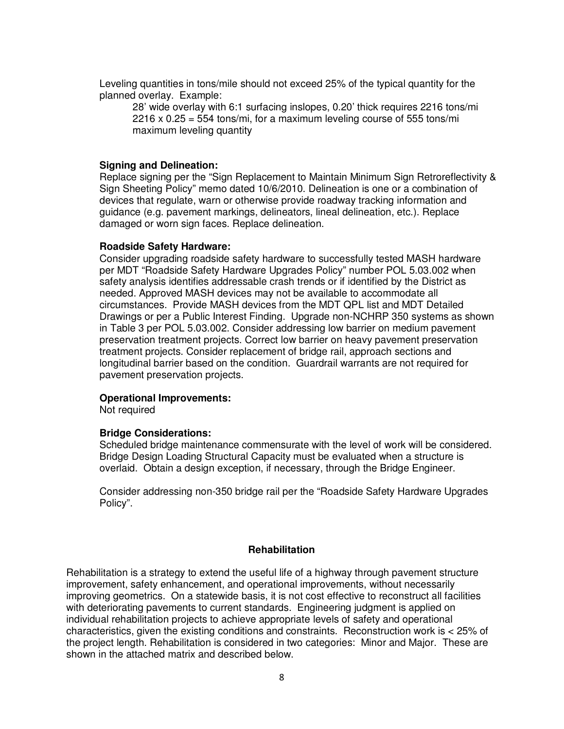Leveling quantities in tons/mile should not exceed 25% of the typical quantity for the planned overlay. Example:

> 28' wide overlay with 6:1 surfacing inslopes, 0.20' thick requires 2216 tons/mi
> 2216 x 0.25 = 554 tons/mi, for a maximum leveling course of 555 tons/mi maximum leveling quantity

**Signing and Delineation:**
Replace signing per the "Sign Replacement to Maintain Minimum Sign Retroreflectivity & Sign Sheeting Policy" memo dated 10/6/2010. Delineation is one or a combination of devices that regulate, warn or otherwise provide roadway tracking information and guidance (e.g. pavement markings, delineators, lineal delineation, etc.). Replace damaged or worn sign faces. Replace delineation.

**Roadside Safety Hardware:**
Consider upgrading roadside safety hardware to successfully tested MASH hardware per MDT "Roadside Safety Hardware Upgrades Policy" number POL 5.03.002 when safety analysis identifies addressable crash trends or if identified by the District as needed. Approved MASH devices may not be available to accommodate all circumstances. Provide MASH devices from the MDT QPL list and MDT Detailed Drawings or per a Public Interest Finding. Upgrade non-NCHRP 350 systems as shown in Table 3 per POL 5.03.002. Consider addressing low barrier on medium pavement preservation treatment projects. Correct low barrier on heavy pavement preservation treatment projects. Consider replacement of bridge rail, approach sections and longitudinal barrier based on the condition. Guardrail warrants are not required for pavement preservation projects.

**Operational Improvements:**
Not required

**Bridge Considerations:**
Scheduled bridge maintenance commensurate with the level of work will be considered. Bridge Design Loading Structural Capacity must be evaluated when a structure is overlaid. Obtain a design exception, if necessary, through the Bridge Engineer.

Consider addressing non-350 bridge rail per the "Roadside Safety Hardware Upgrades Policy".

## Rehabilitation

Rehabilitation is a strategy to extend the useful life of a highway through pavement structure improvement, safety enhancement, and operational improvements, without necessarily improving geometrics. On a statewide basis, it is not cost effective to reconstruct all facilities with deteriorating pavements to current standards. Engineering judgment is applied on individual rehabilitation projects to achieve appropriate levels of safety and operational characteristics, given the existing conditions and constraints. Reconstruction work is < 25% of the project length. Rehabilitation is considered in two categories: Minor and Major. These are shown in the attached matrix and described below.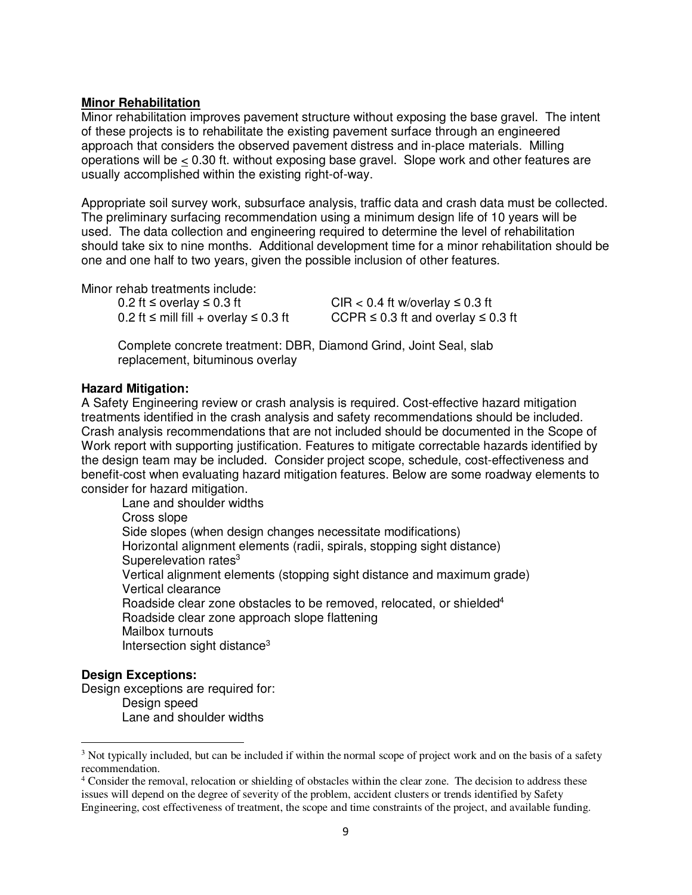**Minor Rehabilitation**

Minor rehabilitation improves pavement structure without exposing the base gravel. The intent of these projects is to rehabilitate the existing pavement surface through an engineered approach that considers the observed pavement distress and in-place materials. Milling operations will be ≤ 0.30 ft. without exposing base gravel. Slope work and other features are usually accomplished within the existing right-of-way.

Appropriate soil survey work, subsurface analysis, traffic data and crash data must be collected. The preliminary surfacing recommendation using a minimum design life of 10 years will be used. The data collection and engineering required to determine the level of rehabilitation should take six to nine months. Additional development time for a minor rehabilitation should be one and one half to two years, given the possible inclusion of other features.

Minor rehab treatments include:

- 0.2 ft ≤ overlay ≤ 0.3 ft
- 0.2 ft ≤ mill fill + overlay ≤ 0.3 ft
- CIR < 0.4 ft w/overlay ≤ 0.3 ft
- CCPR ≤ 0.3 ft and overlay ≤ 0.3 ft

Complete concrete treatment: DBR, Diamond Grind, Joint Seal, slab replacement, bituminous overlay

**Hazard Mitigation:**

A Safety Engineering review or crash analysis is required. Cost-effective hazard mitigation treatments identified in the crash analysis and safety recommendations should be included. Crash analysis recommendations that are not included should be documented in the Scope of Work report with supporting justification. Features to mitigate correctable hazards identified by the design team may be included. Consider project scope, schedule, cost-effectiveness and benefit-cost when evaluating hazard mitigation features. Below are some roadway elements to consider for hazard mitigation.

- Lane and shoulder widths
- Cross slope
- Side slopes (when design changes necessitate modifications)
- Horizontal alignment elements (radii, spirals, stopping sight distance)
- Superelevation rates[3]
- Vertical alignment elements (stopping sight distance and maximum grade)
- Vertical clearance
- Roadside clear zone obstacles to be removed, relocated, or shielded[4]
- Roadside clear zone approach slope flattening
- Mailbox turnouts
- Intersection sight distance[3]

**Design Exceptions:**

Design exceptions are required for:

- Design speed
- Lane and shoulder widths

---

[3] Not typically included, but can be included if within the normal scope of project work and on the basis of a safety recommendation.

[4] Consider the removal, relocation or shielding of obstacles within the clear zone. The decision to address these issues will depend on the degree of severity of the problem, accident clusters or trends identified by Safety Engineering, cost effectiveness of treatment, the scope and time constraints of the project, and available funding.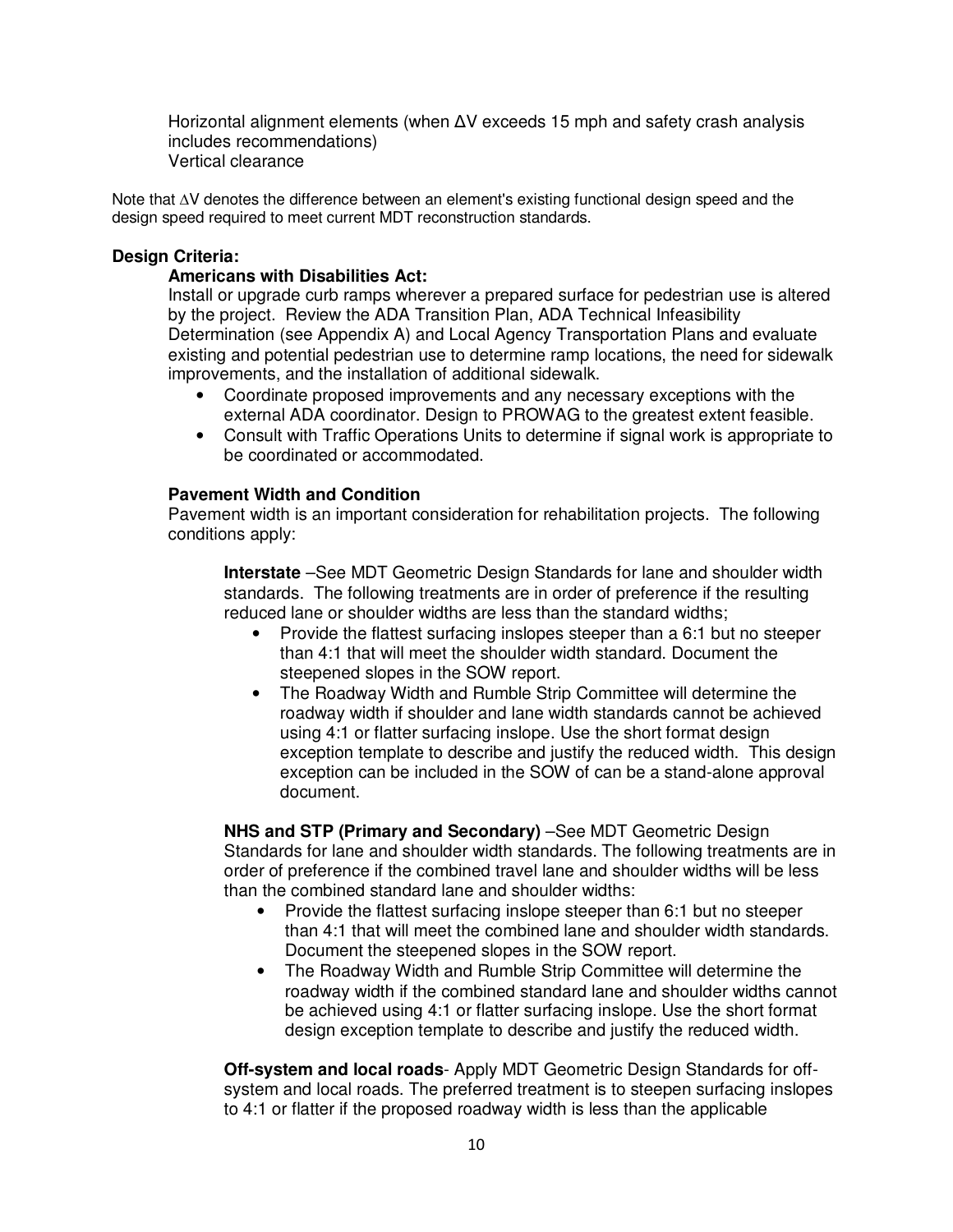Horizontal alignment elements (when ΔV exceeds 15 mph and safety crash analysis includes recommendations)
Vertical clearance

Note that ∆V denotes the difference between an element's existing functional design speed and the design speed required to meet current MDT reconstruction standards.

**Design Criteria:**

**Americans with Disabilities Act:**

Install or upgrade curb ramps wherever a prepared surface for pedestrian use is altered by the project. Review the ADA Transition Plan, ADA Technical Infeasibility Determination (see Appendix A) and Local Agency Transportation Plans and evaluate existing and potential pedestrian use to determine ramp locations, the need for sidewalk improvements, and the installation of additional sidewalk.

- Coordinate proposed improvements and any necessary exceptions with the external ADA coordinator. Design to PROWAG to the greatest extent feasible.
- Consult with Traffic Operations Units to determine if signal work is appropriate to be coordinated or accommodated.

**Pavement Width and Condition**

Pavement width is an important consideration for rehabilitation projects. The following conditions apply:

**Interstate** –See MDT Geometric Design Standards for lane and shoulder width standards. The following treatments are in order of preference if the resulting reduced lane or shoulder widths are less than the standard widths;

- Provide the flattest surfacing inslopes steeper than a 6:1 but no steeper than 4:1 that will meet the shoulder width standard. Document the steepened slopes in the SOW report.
- The Roadway Width and Rumble Strip Committee will determine the roadway width if shoulder and lane width standards cannot be achieved using 4:1 or flatter surfacing inslope. Use the short format design exception template to describe and justify the reduced width. This design exception can be included in the SOW of can be a stand-alone approval document.

**NHS and STP (Primary and Secondary)** –See MDT Geometric Design Standards for lane and shoulder width standards. The following treatments are in order of preference if the combined travel lane and shoulder widths will be less than the combined standard lane and shoulder widths:

- Provide the flattest surfacing inslope steeper than 6:1 but no steeper than 4:1 that will meet the combined lane and shoulder width standards. Document the steepened slopes in the SOW report.
- The Roadway Width and Rumble Strip Committee will determine the roadway width if the combined standard lane and shoulder widths cannot be achieved using 4:1 or flatter surfacing inslope. Use the short format design exception template to describe and justify the reduced width.

**Off-system and local roads**- Apply MDT Geometric Design Standards for off-system and local roads. The preferred treatment is to steepen surfacing inslopes to 4:1 or flatter if the proposed roadway width is less than the applicable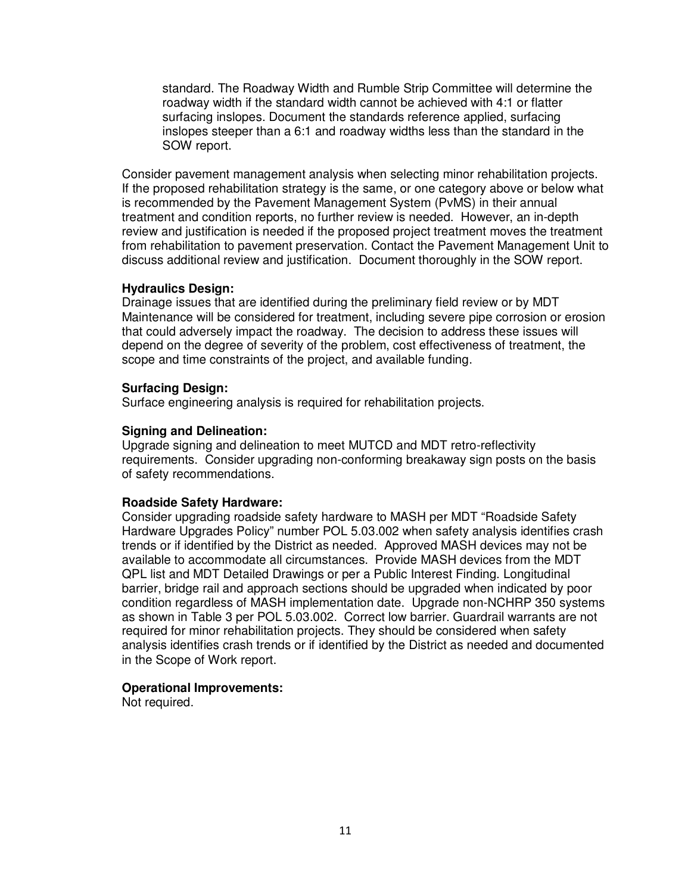standard. The Roadway Width and Rumble Strip Committee will determine the roadway width if the standard width cannot be achieved with 4:1 or flatter surfacing inslopes. Document the standards reference applied, surfacing inslopes steeper than a 6:1 and roadway widths less than the standard in the SOW report.

Consider pavement management analysis when selecting minor rehabilitation projects. If the proposed rehabilitation strategy is the same, or one category above or below what is recommended by the Pavement Management System (PvMS) in their annual treatment and condition reports, no further review is needed. However, an in-depth review and justification is needed if the proposed project treatment moves the treatment from rehabilitation to pavement preservation. Contact the Pavement Management Unit to discuss additional review and justification. Document thoroughly in the SOW report.

**Hydraulics Design:**
Drainage issues that are identified during the preliminary field review or by MDT Maintenance will be considered for treatment, including severe pipe corrosion or erosion that could adversely impact the roadway. The decision to address these issues will depend on the degree of severity of the problem, cost effectiveness of treatment, the scope and time constraints of the project, and available funding.

**Surfacing Design:**
Surface engineering analysis is required for rehabilitation projects.

**Signing and Delineation:**
Upgrade signing and delineation to meet MUTCD and MDT retro-reflectivity requirements. Consider upgrading non-conforming breakaway sign posts on the basis of safety recommendations.

**Roadside Safety Hardware:**
Consider upgrading roadside safety hardware to MASH per MDT "Roadside Safety Hardware Upgrades Policy" number POL 5.03.002 when safety analysis identifies crash trends or if identified by the District as needed. Approved MASH devices may not be available to accommodate all circumstances. Provide MASH devices from the MDT QPL list and MDT Detailed Drawings or per a Public Interest Finding. Longitudinal barrier, bridge rail and approach sections should be upgraded when indicated by poor condition regardless of MASH implementation date. Upgrade non-NCHRP 350 systems as shown in Table 3 per POL 5.03.002. Correct low barrier. Guardrail warrants are not required for minor rehabilitation projects. They should be considered when safety analysis identifies crash trends or if identified by the District as needed and documented in the Scope of Work report.

**Operational Improvements:**
Not required.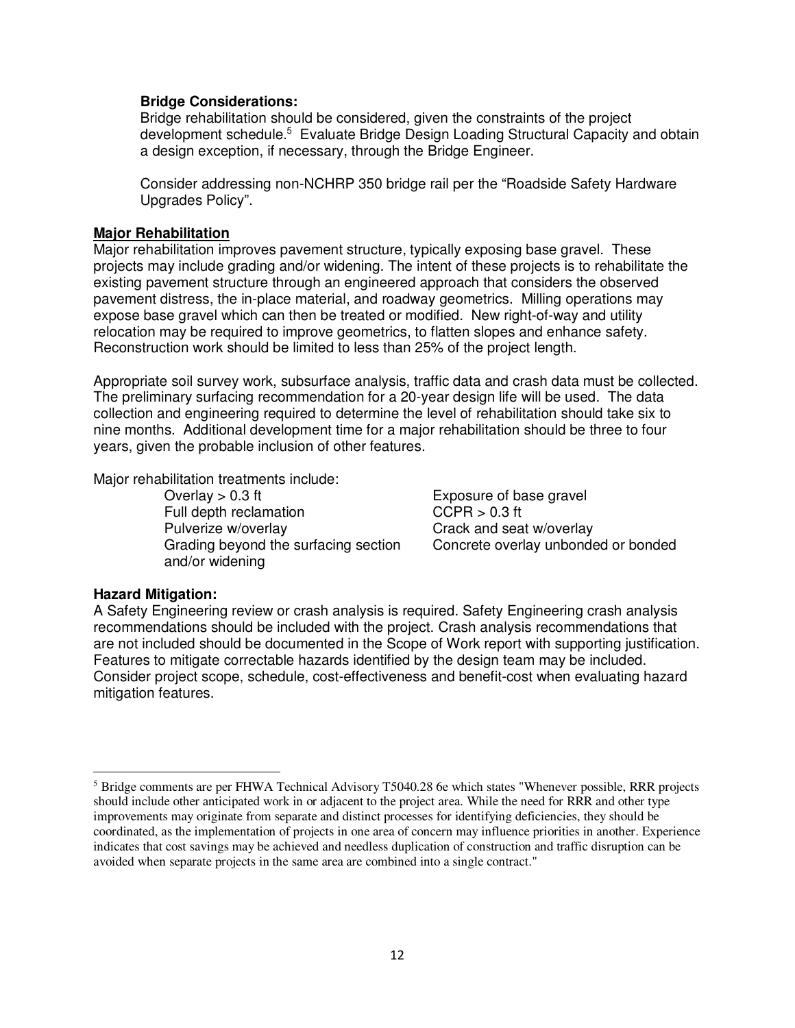**Bridge Considerations:**
Bridge rehabilitation should be considered, given the constraints of the project development schedule.[5] Evaluate Bridge Design Loading Structural Capacity and obtain a design exception, if necessary, through the Bridge Engineer.

Consider addressing non-NCHRP 350 bridge rail per the "Roadside Safety Hardware Upgrades Policy".

**Major Rehabilitation**

Major rehabilitation improves pavement structure, typically exposing base gravel. These projects may include grading and/or widening. The intent of these projects is to rehabilitate the existing pavement structure through an engineered approach that considers the observed pavement distress, the in-place material, and roadway geometrics. Milling operations may expose base gravel which can then be treated or modified. New right-of-way and utility relocation may be required to improve geometrics, to flatten slopes and enhance safety. Reconstruction work should be limited to less than 25% of the project length.

Appropriate soil survey work, subsurface analysis, traffic data and crash data must be collected. The preliminary surfacing recommendation for a 20-year design life will be used. The data collection and engineering required to determine the level of rehabilitation should take six to nine months. Additional development time for a major rehabilitation should be three to four years, given the probable inclusion of other features.

Major rehabilitation treatments include:

- Overlay > 0.3 ft
- Full depth reclamation
- Pulverize w/overlay
- Grading beyond the surfacing section and/or widening
- Exposure of base gravel
- CCPR > 0.3 ft
- Crack and seat w/overlay
- Concrete overlay unbonded or bonded

**Hazard Mitigation:**
A Safety Engineering review or crash analysis is required. Safety Engineering crash analysis recommendations should be included with the project. Crash analysis recommendations that are not included should be documented in the Scope of Work report with supporting justification. Features to mitigate correctable hazards identified by the design team may be included. Consider project scope, schedule, cost-effectiveness and benefit-cost when evaluating hazard mitigation features.

[5] Bridge comments are per FHWA Technical Advisory T5040.28 6e which states "Whenever possible, RRR projects should include other anticipated work in or adjacent to the project area. While the need for RRR and other type improvements may originate from separate and distinct processes for identifying deficiencies, they should be coordinated, as the implementation of projects in one area of concern may influence priorities in another. Experience indicates that cost savings may be achieved and needless duplication of construction and traffic disruption can be avoided when separate projects in the same area are combined into a single contract."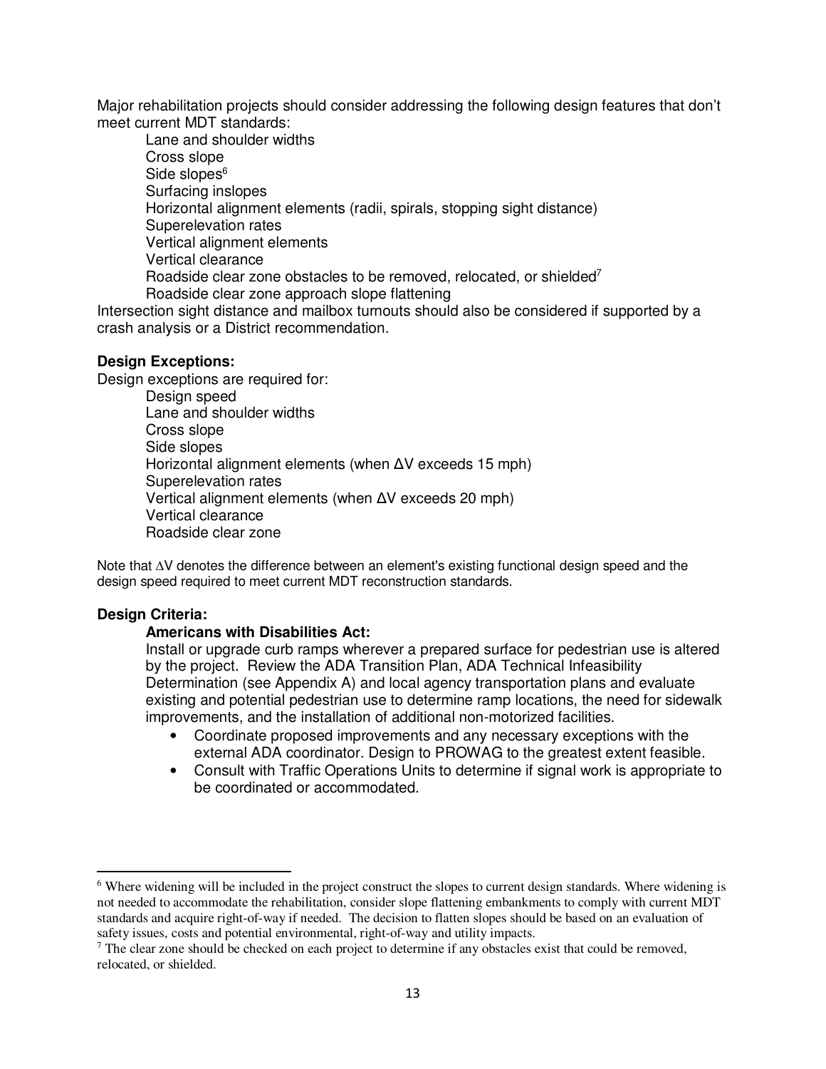Major rehabilitation projects should consider addressing the following design features that don't meet current MDT standards:

- Lane and shoulder widths
- Cross slope
- Side slopes[6]
- Surfacing inslopes
- Horizontal alignment elements (radii, spirals, stopping sight distance)
- Superelevation rates
- Vertical alignment elements
- Vertical clearance
- Roadside clear zone obstacles to be removed, relocated, or shielded[7]
- Roadside clear zone approach slope flattening

Intersection sight distance and mailbox turnouts should also be considered if supported by a crash analysis or a District recommendation.

**Design Exceptions:**

Design exceptions are required for:

- Design speed
- Lane and shoulder widths
- Cross slope
- Side slopes
- Horizontal alignment elements (when ΔV exceeds 15 mph)
- Superelevation rates
- Vertical alignment elements (when ΔV exceeds 20 mph)
- Vertical clearance
- Roadside clear zone

Note that ΔV denotes the difference between an element's existing functional design speed and the design speed required to meet current MDT reconstruction standards.

**Design Criteria:**

**Americans with Disabilities Act:**

Install or upgrade curb ramps wherever a prepared surface for pedestrian use is altered by the project. Review the ADA Transition Plan, ADA Technical Infeasibility Determination (see Appendix A) and local agency transportation plans and evaluate existing and potential pedestrian use to determine ramp locations, the need for sidewalk improvements, and the installation of additional non-motorized facilities.

- Coordinate proposed improvements and any necessary exceptions with the external ADA coordinator. Design to PROWAG to the greatest extent feasible.
- Consult with Traffic Operations Units to determine if signal work is appropriate to be coordinated or accommodated.

---

[6] Where widening will be included in the project construct the slopes to current design standards. Where widening is not needed to accommodate the rehabilitation, consider slope flattening embankments to comply with current MDT standards and acquire right-of-way if needed. The decision to flatten slopes should be based on an evaluation of safety issues, costs and potential environmental, right-of-way and utility impacts.

[7] The clear zone should be checked on each project to determine if any obstacles exist that could be removed, relocated, or shielded.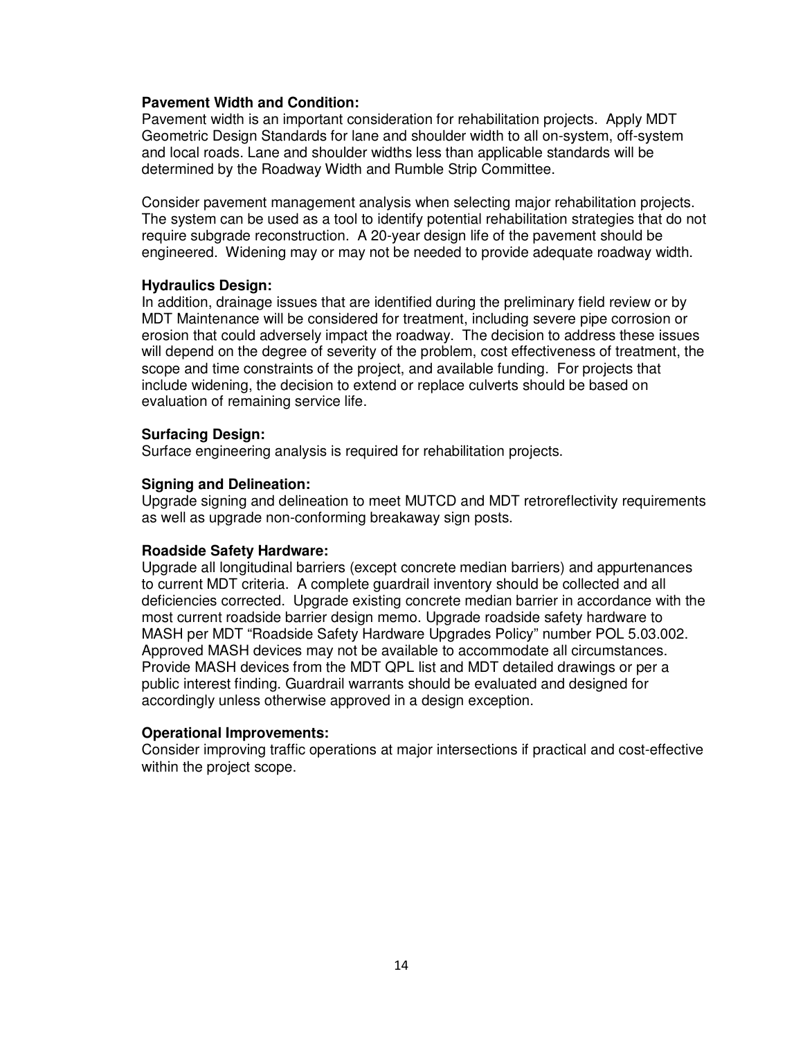**Pavement Width and Condition:**
Pavement width is an important consideration for rehabilitation projects. Apply MDT Geometric Design Standards for lane and shoulder width to all on-system, off-system and local roads. Lane and shoulder widths less than applicable standards will be determined by the Roadway Width and Rumble Strip Committee.

Consider pavement management analysis when selecting major rehabilitation projects. The system can be used as a tool to identify potential rehabilitation strategies that do not require subgrade reconstruction. A 20-year design life of the pavement should be engineered. Widening may or may not be needed to provide adequate roadway width.

**Hydraulics Design:**
In addition, drainage issues that are identified during the preliminary field review or by MDT Maintenance will be considered for treatment, including severe pipe corrosion or erosion that could adversely impact the roadway. The decision to address these issues will depend on the degree of severity of the problem, cost effectiveness of treatment, the scope and time constraints of the project, and available funding. For projects that include widening, the decision to extend or replace culverts should be based on evaluation of remaining service life.

**Surfacing Design:**
Surface engineering analysis is required for rehabilitation projects.

**Signing and Delineation:**
Upgrade signing and delineation to meet MUTCD and MDT retroreflectivity requirements as well as upgrade non-conforming breakaway sign posts.

**Roadside Safety Hardware:**
Upgrade all longitudinal barriers (except concrete median barriers) and appurtenances to current MDT criteria. A complete guardrail inventory should be collected and all deficiencies corrected. Upgrade existing concrete median barrier in accordance with the most current roadside barrier design memo. Upgrade roadside safety hardware to MASH per MDT "Roadside Safety Hardware Upgrades Policy" number POL 5.03.002. Approved MASH devices may not be available to accommodate all circumstances. Provide MASH devices from the MDT QPL list and MDT detailed drawings or per a public interest finding. Guardrail warrants should be evaluated and designed for accordingly unless otherwise approved in a design exception.

**Operational Improvements:**
Consider improving traffic operations at major intersections if practical and cost-effective within the project scope.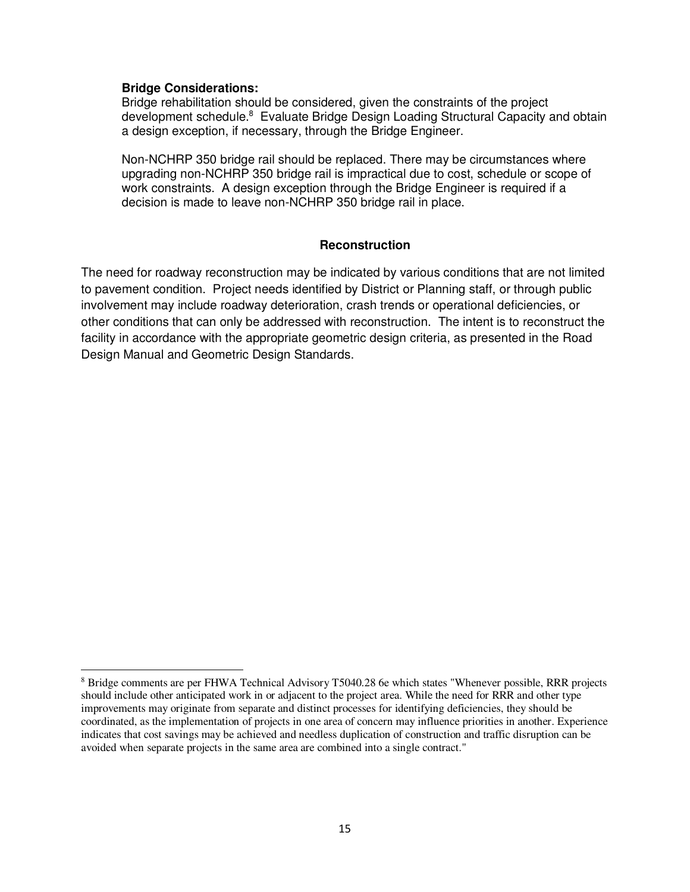**Bridge Considerations:**
Bridge rehabilitation should be considered, given the constraints of the project development schedule.[8] Evaluate Bridge Design Loading Structural Capacity and obtain a design exception, if necessary, through the Bridge Engineer.

Non-NCHRP 350 bridge rail should be replaced. There may be circumstances where upgrading non-NCHRP 350 bridge rail is impractical due to cost, schedule or scope of work constraints. A design exception through the Bridge Engineer is required if a decision is made to leave non-NCHRP 350 bridge rail in place.

## Reconstruction

The need for roadway reconstruction may be indicated by various conditions that are not limited to pavement condition. Project needs identified by District or Planning staff, or through public involvement may include roadway deterioration, crash trends or operational deficiencies, or other conditions that can only be addressed with reconstruction. The intent is to reconstruct the facility in accordance with the appropriate geometric design criteria, as presented in the Road Design Manual and Geometric Design Standards.

---

[8] Bridge comments are per FHWA Technical Advisory T5040.28 6e which states "Whenever possible, RRR projects should include other anticipated work in or adjacent to the project area. While the need for RRR and other type improvements may originate from separate and distinct processes for identifying deficiencies, they should be coordinated, as the implementation of projects in one area of concern may influence priorities in another. Experience indicates that cost savings may be achieved and needless duplication of construction and traffic disruption can be avoided when separate projects in the same area are combined into a single contract."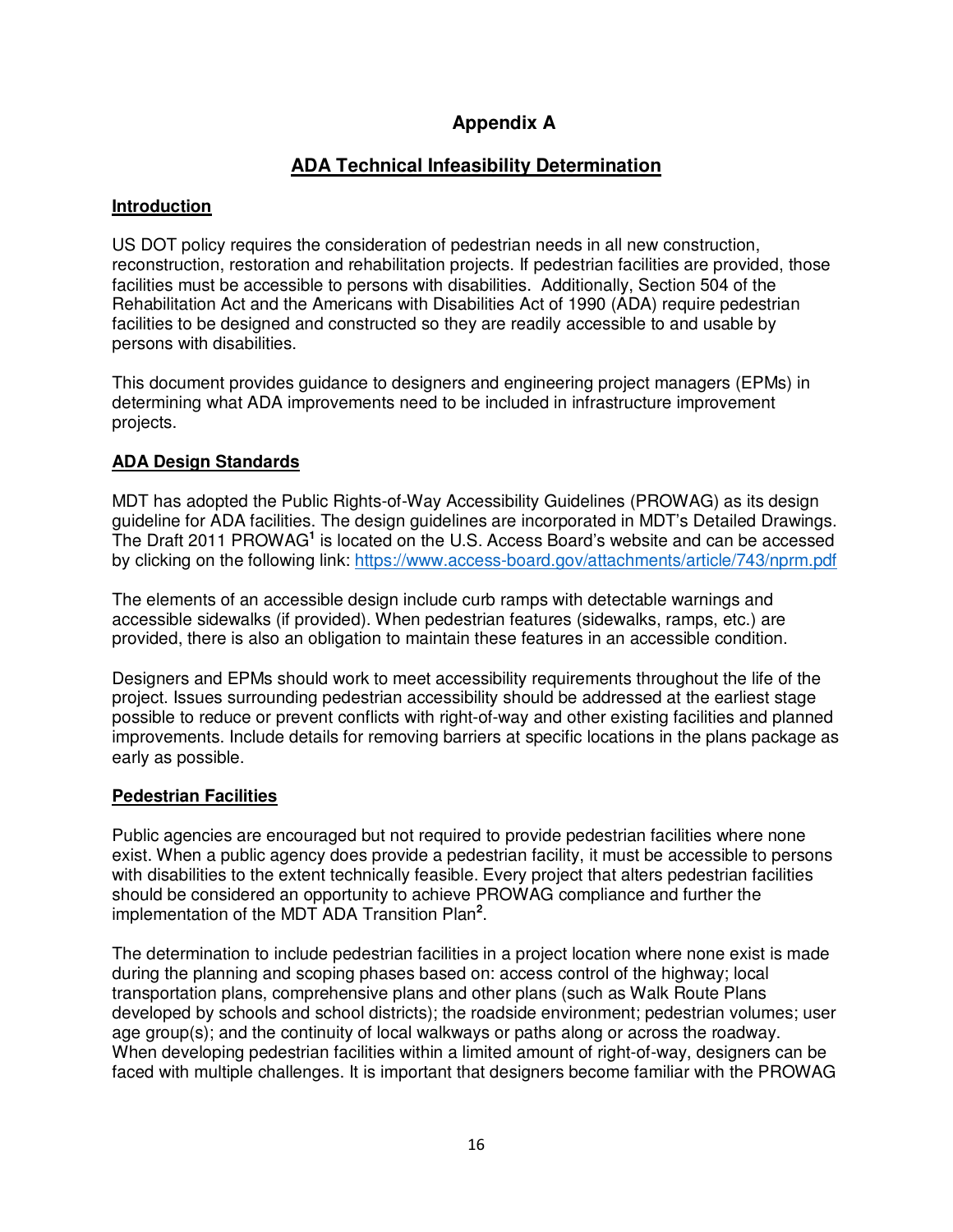# Appendix A

## ADA Technical Infeasibility Determination

### Introduction

US DOT policy requires the consideration of pedestrian needs in all new construction, reconstruction, restoration and rehabilitation projects. If pedestrian facilities are provided, those facilities must be accessible to persons with disabilities. Additionally, Section 504 of the Rehabilitation Act and the Americans with Disabilities Act of 1990 (ADA) require pedestrian facilities to be designed and constructed so they are readily accessible to and usable by persons with disabilities.

This document provides guidance to designers and engineering project managers (EPMs) in determining what ADA improvements need to be included in infrastructure improvement projects.

### ADA Design Standards

MDT has adopted the Public Rights-of-Way Accessibility Guidelines (PROWAG) as its design guideline for ADA facilities. The design guidelines are incorporated in MDT's Detailed Drawings. The Draft 2011 PROWAG[1] is located on the U.S. Access Board's website and can be accessed by clicking on the following link: https://www.access-board.gov/attachments/article/743/nprm.pdf

The elements of an accessible design include curb ramps with detectable warnings and accessible sidewalks (if provided). When pedestrian features (sidewalks, ramps, etc.) are provided, there is also an obligation to maintain these features in an accessible condition.

Designers and EPMs should work to meet accessibility requirements throughout the life of the project. Issues surrounding pedestrian accessibility should be addressed at the earliest stage possible to reduce or prevent conflicts with right-of-way and other existing facilities and planned improvements. Include details for removing barriers at specific locations in the plans package as early as possible.

### Pedestrian Facilities

Public agencies are encouraged but not required to provide pedestrian facilities where none exist. When a public agency does provide a pedestrian facility, it must be accessible to persons with disabilities to the extent technically feasible. Every project that alters pedestrian facilities should be considered an opportunity to achieve PROWAG compliance and further the implementation of the MDT ADA Transition Plan[2].

The determination to include pedestrian facilities in a project location where none exist is made during the planning and scoping phases based on: access control of the highway; local transportation plans, comprehensive plans and other plans (such as Walk Route Plans developed by schools and school districts); the roadside environment; pedestrian volumes; user age group(s); and the continuity of local walkways or paths along or across the roadway. When developing pedestrian facilities within a limited amount of right-of-way, designers can be faced with multiple challenges. It is important that designers become familiar with the PROWAG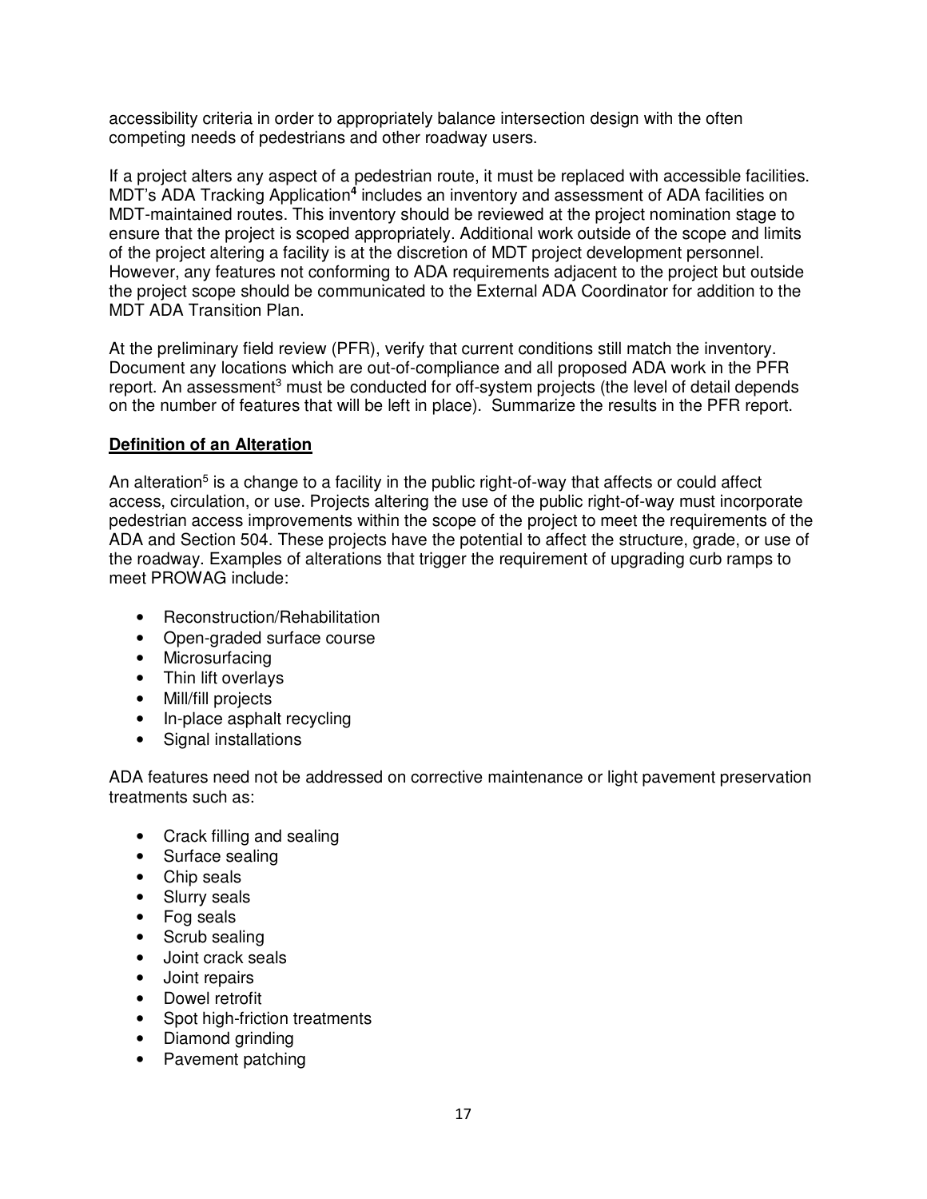accessibility criteria in order to appropriately balance intersection design with the often competing needs of pedestrians and other roadway users.

If a project alters any aspect of a pedestrian route, it must be replaced with accessible facilities. MDT's ADA Tracking Application[4] includes an inventory and assessment of ADA facilities on MDT-maintained routes. This inventory should be reviewed at the project nomination stage to ensure that the project is scoped appropriately. Additional work outside of the scope and limits of the project altering a facility is at the discretion of MDT project development personnel. However, any features not conforming to ADA requirements adjacent to the project but outside the project scope should be communicated to the External ADA Coordinator for addition to the MDT ADA Transition Plan.

At the preliminary field review (PFR), verify that current conditions still match the inventory. Document any locations which are out-of-compliance and all proposed ADA work in the PFR report. An assessment[3] must be conducted for off-system projects (the level of detail depends on the number of features that will be left in place). Summarize the results in the PFR report.

## Definition of an Alteration

An alteration[5] is a change to a facility in the public right-of-way that affects or could affect access, circulation, or use. Projects altering the use of the public right-of-way must incorporate pedestrian access improvements within the scope of the project to meet the requirements of the ADA and Section 504. These projects have the potential to affect the structure, grade, or use of the roadway. Examples of alterations that trigger the requirement of upgrading curb ramps to meet PROWAG include:

- Reconstruction/Rehabilitation
- Open-graded surface course
- Microsurfacing
- Thin lift overlays
- Mill/fill projects
- In-place asphalt recycling
- Signal installations

ADA features need not be addressed on corrective maintenance or light pavement preservation treatments such as:

- Crack filling and sealing
- Surface sealing
- Chip seals
- Slurry seals
- Fog seals
- Scrub sealing
- Joint crack seals
- Joint repairs
- Dowel retrofit
- Spot high-friction treatments
- Diamond grinding
- Pavement patching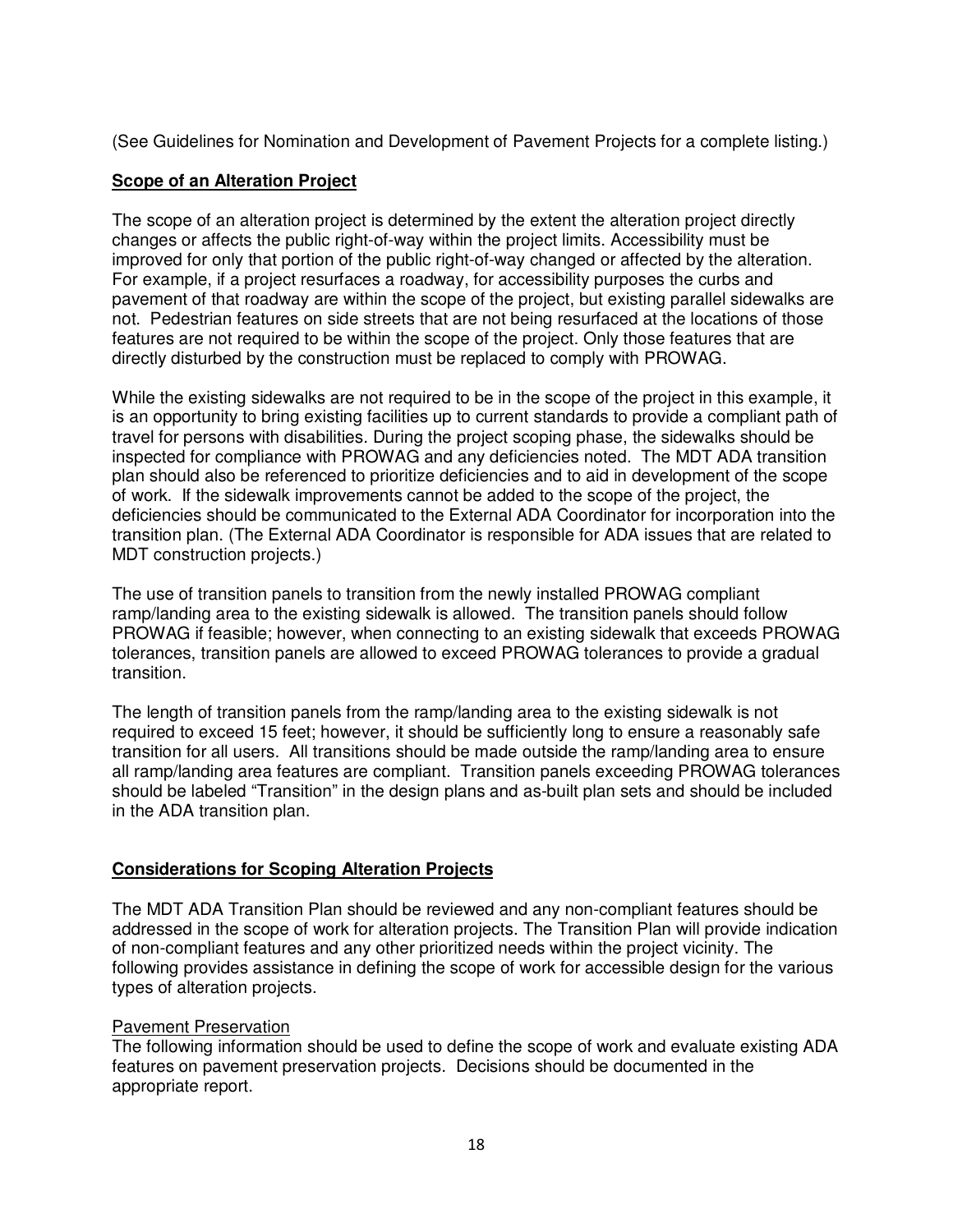(See Guidelines for Nomination and Development of Pavement Projects for a complete listing.)

**Scope of an Alteration Project**

The scope of an alteration project is determined by the extent the alteration project directly changes or affects the public right-of-way within the project limits. Accessibility must be improved for only that portion of the public right-of-way changed or affected by the alteration. For example, if a project resurfaces a roadway, for accessibility purposes the curbs and pavement of that roadway are within the scope of the project, but existing parallel sidewalks are not. Pedestrian features on side streets that are not being resurfaced at the locations of those features are not required to be within the scope of the project. Only those features that are directly disturbed by the construction must be replaced to comply with PROWAG.

While the existing sidewalks are not required to be in the scope of the project in this example, it is an opportunity to bring existing facilities up to current standards to provide a compliant path of travel for persons with disabilities. During the project scoping phase, the sidewalks should be inspected for compliance with PROWAG and any deficiencies noted. The MDT ADA transition plan should also be referenced to prioritize deficiencies and to aid in development of the scope of work. If the sidewalk improvements cannot be added to the scope of the project, the deficiencies should be communicated to the External ADA Coordinator for incorporation into the transition plan. (The External ADA Coordinator is responsible for ADA issues that are related to MDT construction projects.)

The use of transition panels to transition from the newly installed PROWAG compliant ramp/landing area to the existing sidewalk is allowed. The transition panels should follow PROWAG if feasible; however, when connecting to an existing sidewalk that exceeds PROWAG tolerances, transition panels are allowed to exceed PROWAG tolerances to provide a gradual transition.

The length of transition panels from the ramp/landing area to the existing sidewalk is not required to exceed 15 feet; however, it should be sufficiently long to ensure a reasonably safe transition for all users. All transitions should be made outside the ramp/landing area to ensure all ramp/landing area features are compliant. Transition panels exceeding PROWAG tolerances should be labeled "Transition" in the design plans and as-built plan sets and should be included in the ADA transition plan.

**Considerations for Scoping Alteration Projects**

The MDT ADA Transition Plan should be reviewed and any non-compliant features should be addressed in the scope of work for alteration projects. The Transition Plan will provide indication of non-compliant features and any other prioritized needs within the project vicinity. The following provides assistance in defining the scope of work for accessible design for the various types of alteration projects.

Pavement Preservation

The following information should be used to define the scope of work and evaluate existing ADA features on pavement preservation projects. Decisions should be documented in the appropriate report.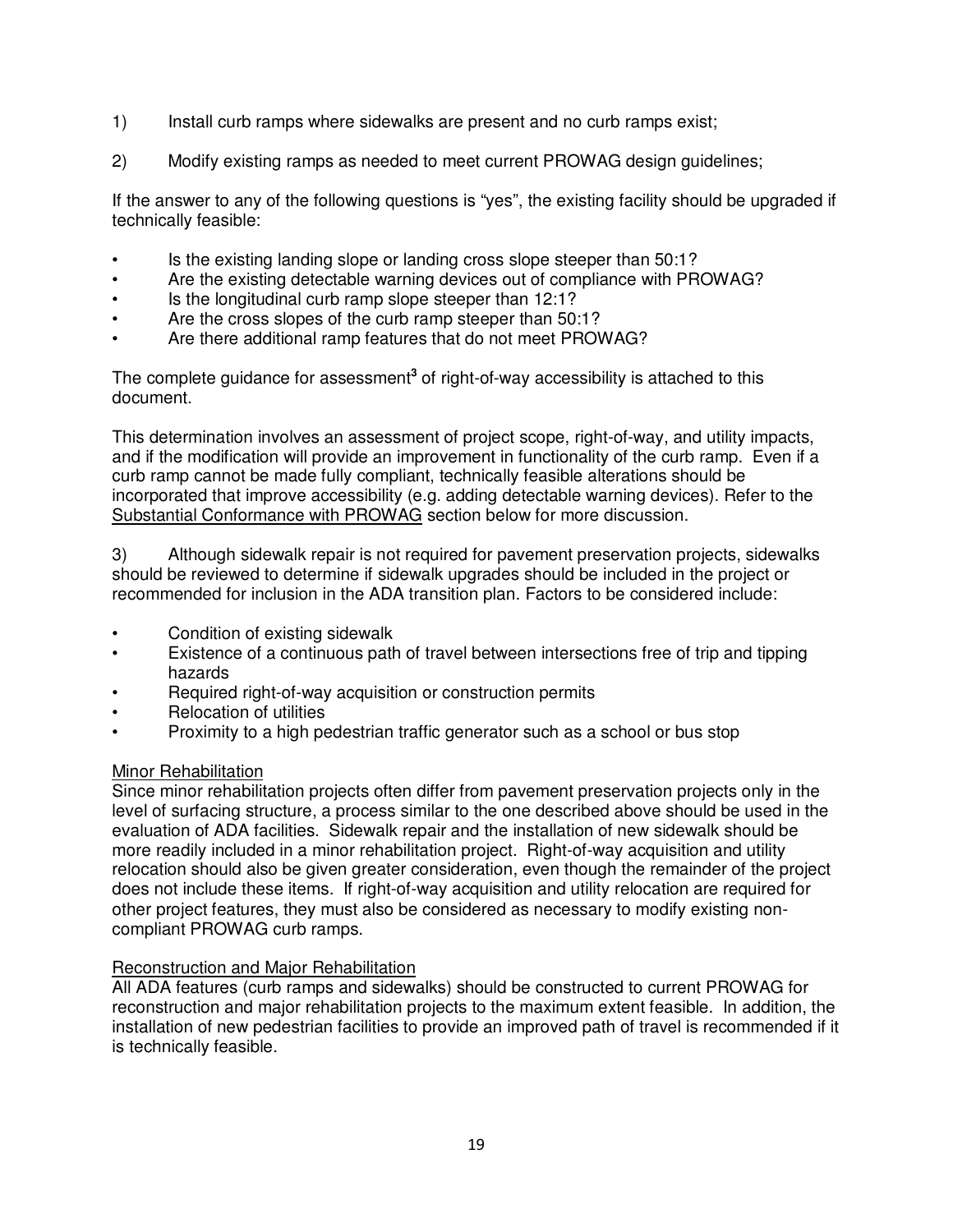1) Install curb ramps where sidewalks are present and no curb ramps exist;

2) Modify existing ramps as needed to meet current PROWAG design guidelines;

If the answer to any of the following questions is "yes", the existing facility should be upgraded if technically feasible:

- Is the existing landing slope or landing cross slope steeper than 50:1?
- Are the existing detectable warning devices out of compliance with PROWAG?
- Is the longitudinal curb ramp slope steeper than 12:1?
- Are the cross slopes of the curb ramp steeper than 50:1?
- Are there additional ramp features that do not meet PROWAG?

The complete guidance for assessment[3] of right-of-way accessibility is attached to this document.

This determination involves an assessment of project scope, right-of-way, and utility impacts, and if the modification will provide an improvement in functionality of the curb ramp. Even if a curb ramp cannot be made fully compliant, technically feasible alterations should be incorporated that improve accessibility (e.g. adding detectable warning devices). Refer to the Substantial Conformance with PROWAG section below for more discussion.

3) Although sidewalk repair is not required for pavement preservation projects, sidewalks should be reviewed to determine if sidewalk upgrades should be included in the project or recommended for inclusion in the ADA transition plan. Factors to be considered include:

- Condition of existing sidewalk
- Existence of a continuous path of travel between intersections free of trip and tipping hazards
- Required right-of-way acquisition or construction permits
- Relocation of utilities
- Proximity to a high pedestrian traffic generator such as a school or bus stop

Minor Rehabilitation

Since minor rehabilitation projects often differ from pavement preservation projects only in the level of surfacing structure, a process similar to the one described above should be used in the evaluation of ADA facilities. Sidewalk repair and the installation of new sidewalk should be more readily included in a minor rehabilitation project. Right-of-way acquisition and utility relocation should also be given greater consideration, even though the remainder of the project does not include these items. If right-of-way acquisition and utility relocation are required for other project features, they must also be considered as necessary to modify existing non-compliant PROWAG curb ramps.

Reconstruction and Major Rehabilitation

All ADA features (curb ramps and sidewalks) should be constructed to current PROWAG for reconstruction and major rehabilitation projects to the maximum extent feasible. In addition, the installation of new pedestrian facilities to provide an improved path of travel is recommended if it is technically feasible.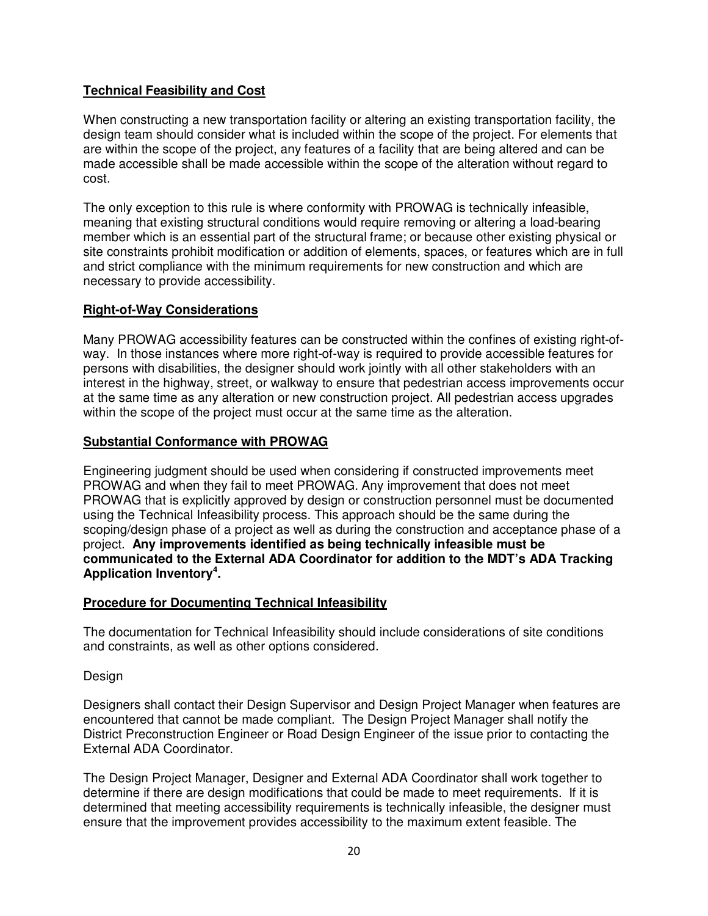**Technical Feasibility and Cost**

When constructing a new transportation facility or altering an existing transportation facility, the design team should consider what is included within the scope of the project. For elements that are within the scope of the project, any features of a facility that are being altered and can be made accessible shall be made accessible within the scope of the alteration without regard to cost.

The only exception to this rule is where conformity with PROWAG is technically infeasible, meaning that existing structural conditions would require removing or altering a load-bearing member which is an essential part of the structural frame; or because other existing physical or site constraints prohibit modification or addition of elements, spaces, or features which are in full and strict compliance with the minimum requirements for new construction and which are necessary to provide accessibility.

**Right-of-Way Considerations**

Many PROWAG accessibility features can be constructed within the confines of existing right-of-way. In those instances where more right-of-way is required to provide accessible features for persons with disabilities, the designer should work jointly with all other stakeholders with an interest in the highway, street, or walkway to ensure that pedestrian access improvements occur at the same time as any alteration or new construction project. All pedestrian access upgrades within the scope of the project must occur at the same time as the alteration.

**Substantial Conformance with PROWAG**

Engineering judgment should be used when considering if constructed improvements meet PROWAG and when they fail to meet PROWAG. Any improvement that does not meet PROWAG that is explicitly approved by design or construction personnel must be documented using the Technical Infeasibility process. This approach should be the same during the scoping/design phase of a project as well as during the construction and acceptance phase of a project. **Any improvements identified as being technically infeasible must be communicated to the External ADA Coordinator for addition to the MDT's ADA Tracking Application Inventory[4].**

**Procedure for Documenting Technical Infeasibility**

The documentation for Technical Infeasibility should include considerations of site conditions and constraints, as well as other options considered.

Design

Designers shall contact their Design Supervisor and Design Project Manager when features are encountered that cannot be made compliant. The Design Project Manager shall notify the District Preconstruction Engineer or Road Design Engineer of the issue prior to contacting the External ADA Coordinator.

The Design Project Manager, Designer and External ADA Coordinator shall work together to determine if there are design modifications that could be made to meet requirements. If it is determined that meeting accessibility requirements is technically infeasible, the designer must ensure that the improvement provides accessibility to the maximum extent feasible. The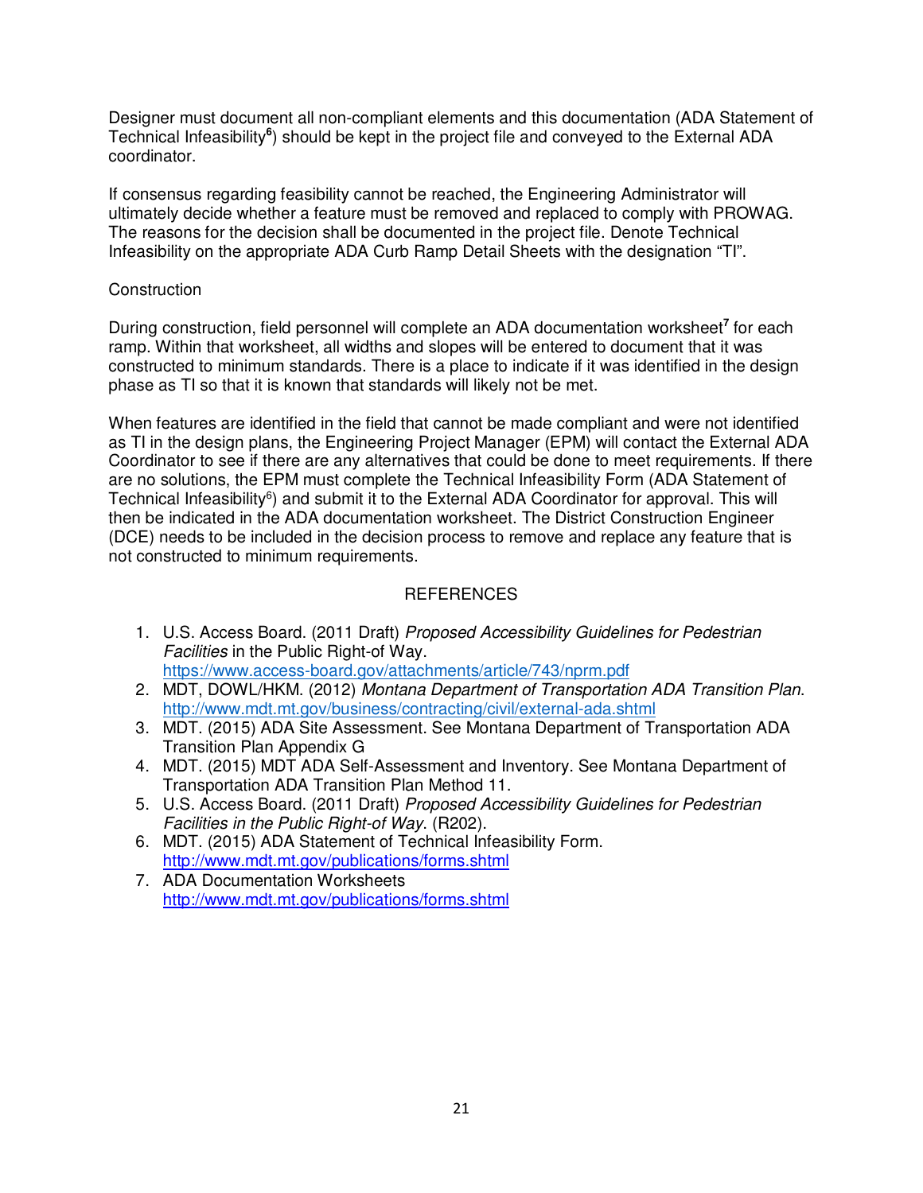Designer must document all non-compliant elements and this documentation (ADA Statement of Technical Infeasibility[6]) should be kept in the project file and conveyed to the External ADA coordinator.

If consensus regarding feasibility cannot be reached, the Engineering Administrator will ultimately decide whether a feature must be removed and replaced to comply with PROWAG. The reasons for the decision shall be documented in the project file. Denote Technical Infeasibility on the appropriate ADA Curb Ramp Detail Sheets with the designation "TI".

Construction

During construction, field personnel will complete an ADA documentation worksheet[7] for each ramp. Within that worksheet, all widths and slopes will be entered to document that it was constructed to minimum standards. There is a place to indicate if it was identified in the design phase as TI so that it is known that standards will likely not be met.

When features are identified in the field that cannot be made compliant and were not identified as TI in the design plans, the Engineering Project Manager (EPM) will contact the External ADA Coordinator to see if there are any alternatives that could be done to meet requirements. If there are no solutions, the EPM must complete the Technical Infeasibility Form (ADA Statement of Technical Infeasibility[6]) and submit it to the External ADA Coordinator for approval. This will then be indicated in the ADA documentation worksheet. The District Construction Engineer (DCE) needs to be included in the decision process to remove and replace any feature that is not constructed to minimum requirements.

## REFERENCES

1. U.S. Access Board. (2011 Draft) *Proposed Accessibility Guidelines for Pedestrian Facilities* in the Public Right-of Way. https://www.access-board.gov/attachments/article/743/nprm.pdf
2. MDT, DOWL/HKM. (2012) *Montana Department of Transportation ADA Transition Plan*. http://www.mdt.mt.gov/business/contracting/civil/external-ada.shtml
3. MDT. (2015) ADA Site Assessment. See Montana Department of Transportation ADA Transition Plan Appendix G
4. MDT. (2015) MDT ADA Self-Assessment and Inventory. See Montana Department of Transportation ADA Transition Plan Method 11.
5. U.S. Access Board. (2011 Draft) *Proposed Accessibility Guidelines for Pedestrian Facilities in the Public Right-of Way*. (R202).
6. MDT. (2015) ADA Statement of Technical Infeasibility Form. http://www.mdt.mt.gov/publications/forms.shtml
7. ADA Documentation Worksheets http://www.mdt.mt.gov/publications/forms.shtml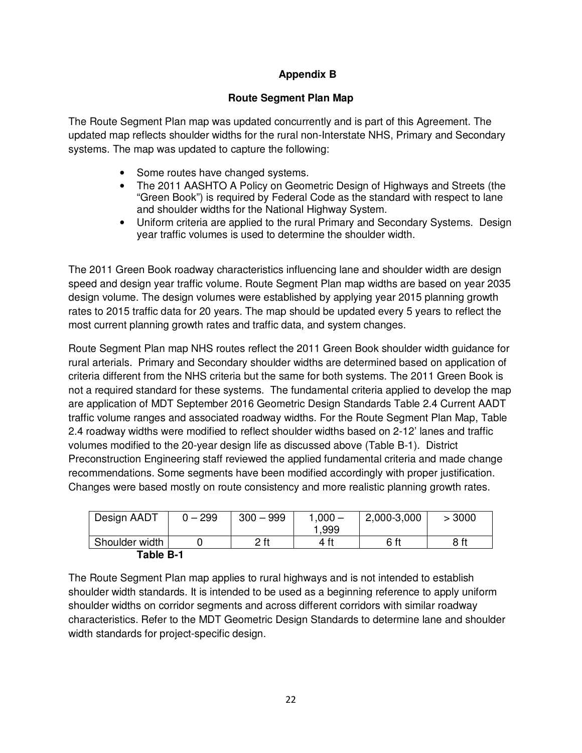## Appendix B

### Route Segment Plan Map

The Route Segment Plan map was updated concurrently and is part of this Agreement. The updated map reflects shoulder widths for the rural non-Interstate NHS, Primary and Secondary systems. The map was updated to capture the following:

- Some routes have changed systems.
- The 2011 AASHTO A Policy on Geometric Design of Highways and Streets (the "Green Book") is required by Federal Code as the standard with respect to lane and shoulder widths for the National Highway System.
- Uniform criteria are applied to the rural Primary and Secondary Systems. Design year traffic volumes is used to determine the shoulder width.

The 2011 Green Book roadway characteristics influencing lane and shoulder width are design speed and design year traffic volume. Route Segment Plan map widths are based on year 2035 design volume. The design volumes were established by applying year 2015 planning growth rates to 2015 traffic data for 20 years. The map should be updated every 5 years to reflect the most current planning growth rates and traffic data, and system changes.

Route Segment Plan map NHS routes reflect the 2011 Green Book shoulder width guidance for rural arterials. Primary and Secondary shoulder widths are determined based on application of criteria different from the NHS criteria but the same for both systems. The 2011 Green Book is not a required standard for these systems. The fundamental criteria applied to develop the map are application of MDT September 2016 Geometric Design Standards Table 2.4 Current AADT traffic volume ranges and associated roadway widths. For the Route Segment Plan Map, Table 2.4 roadway widths were modified to reflect shoulder widths based on 2-12' lanes and traffic volumes modified to the 20-year design life as discussed above (Table B-1). District Preconstruction Engineering staff reviewed the applied fundamental criteria and made change recommendations. Some segments have been modified accordingly with proper justification. Changes were based mostly on route consistency and more realistic planning growth rates.

| Design AADT | 0 – 299 | 300 – 999 | 1,000 – 1,999 | 2,000-3,000 | > 3000 |
|---|---|---|---|---|---|
| Shoulder width | 0 | 2 ft | 4 ft | 6 ft | 8 ft |

**Table B-1**

The Route Segment Plan map applies to rural highways and is not intended to establish shoulder width standards. It is intended to be used as a beginning reference to apply uniform shoulder widths on corridor segments and across different corridors with similar roadway characteristics. Refer to the MDT Geometric Design Standards to determine lane and shoulder width standards for project-specific design.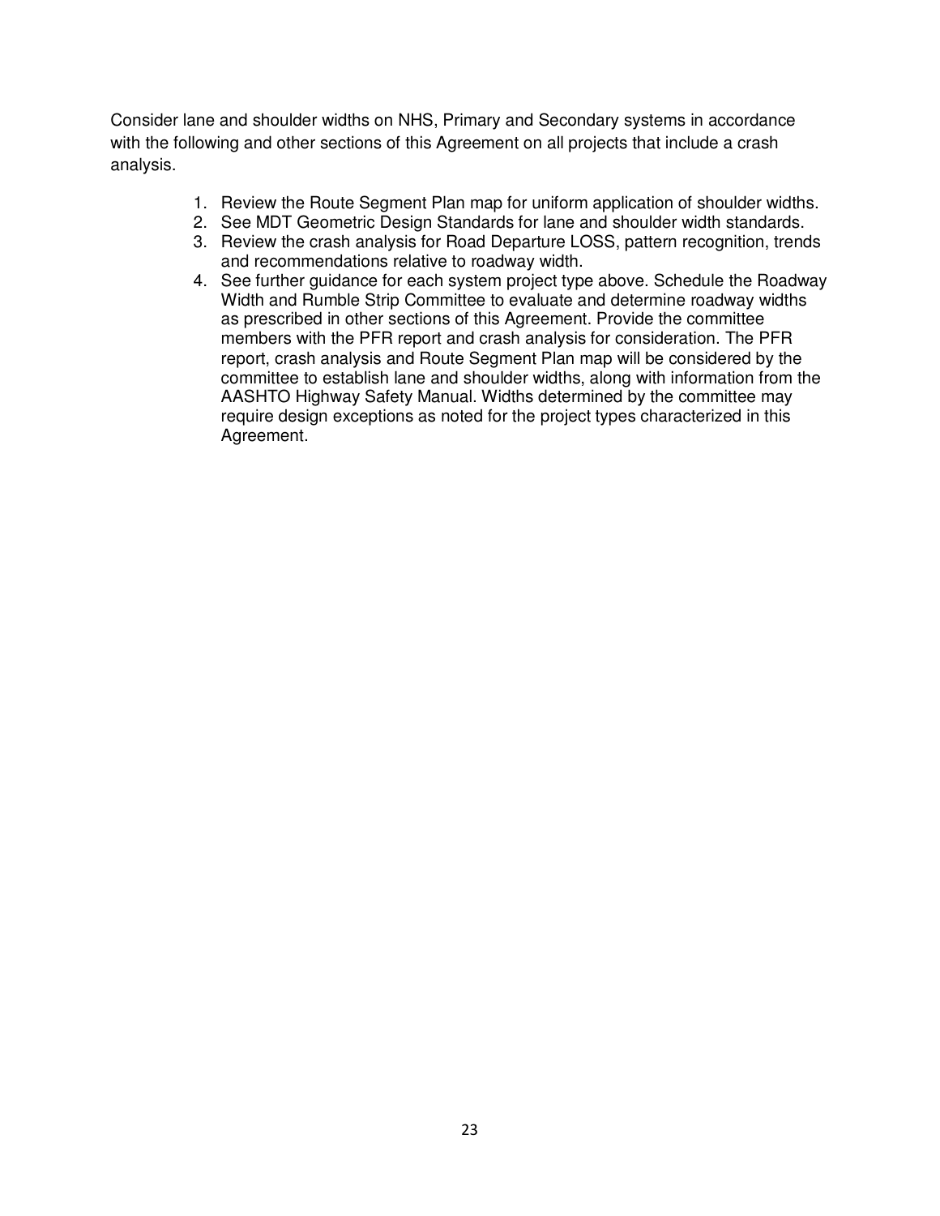Consider lane and shoulder widths on NHS, Primary and Secondary systems in accordance with the following and other sections of this Agreement on all projects that include a crash analysis.

1. Review the Route Segment Plan map for uniform application of shoulder widths.
2. See MDT Geometric Design Standards for lane and shoulder width standards.
3. Review the crash analysis for Road Departure LOSS, pattern recognition, trends and recommendations relative to roadway width.
4. See further guidance for each system project type above. Schedule the Roadway Width and Rumble Strip Committee to evaluate and determine roadway widths as prescribed in other sections of this Agreement. Provide the committee members with the PFR report and crash analysis for consideration. The PFR report, crash analysis and Route Segment Plan map will be considered by the committee to establish lane and shoulder widths, along with information from the AASHTO Highway Safety Manual. Widths determined by the committee may require design exceptions as noted for the project types characterized in this Agreement.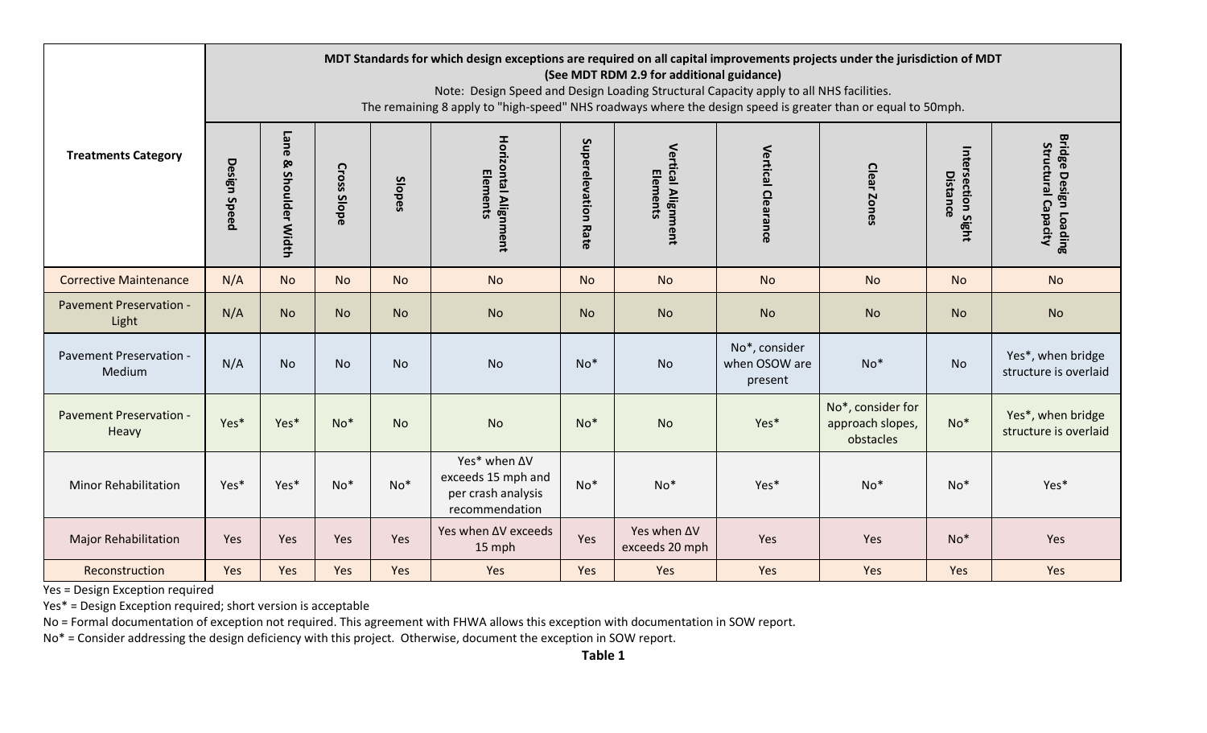| Treatments Category | MDT Standards for which design exceptions are required on all capital improvements projects under the jurisdiction of MDT (See MDT RDM 2.9 for additional guidance) Note: Design Speed and Design Loading Structural Capacity apply to all NHS facilities. The remaining 8 apply to "high-speed" NHS roadways where the design speed is greater than or equal to 50mph. | | | | | | | | | | |
|---|---|---|---|---|---|---|---|---|---|---|---|
| | Design Speed | Lane & Shoulder Width | Cross Slope | Slopes | Horizontal Alignment Elements | Superelevation Rate | Vertical Alignment Elements | Vertical Clearance | Clear Zones | Intersection Sight Distance | Bridge Design Loading Structural Capacity |
| Corrective Maintenance | N/A | No | No | No | No | No | No | No | No | No | No |
| Pavement Preservation - Light | N/A | No | No | No | No | No | No | No | No | No | No |
| Pavement Preservation - Medium | N/A | No | No | No | No | No* | No | No*, consider when OSOW are present | No* | No | Yes*, when bridge structure is overlaid |
| Pavement Preservation - Heavy | Yes* | Yes* | No* | No | No | No* | No | Yes* | No*, consider for approach slopes, obstacles | No* | Yes*, when bridge structure is overlaid |
| Minor Rehabilitation | Yes* | Yes* | No* | No* | Yes* when ΔV exceeds 15 mph and per crash analysis recommendation | No* | No* | Yes* | No* | No* | Yes* |
| Major Rehabilitation | Yes | Yes | Yes | Yes | Yes when ΔV exceeds 15 mph | Yes | Yes when ΔV exceeds 20 mph | Yes | Yes | No* | Yes |
| Reconstruction | Yes | Yes | Yes | Yes | Yes | Yes | Yes | Yes | Yes | Yes | Yes |

Yes = Design Exception required

Yes* = Design Exception required; short version is acceptable

No = Formal documentation of exception not required. This agreement with FHWA allows this exception with documentation in SOW report.

No* = Consider addressing the design deficiency with this project. Otherwise, document the exception in SOW report.

**Table 1**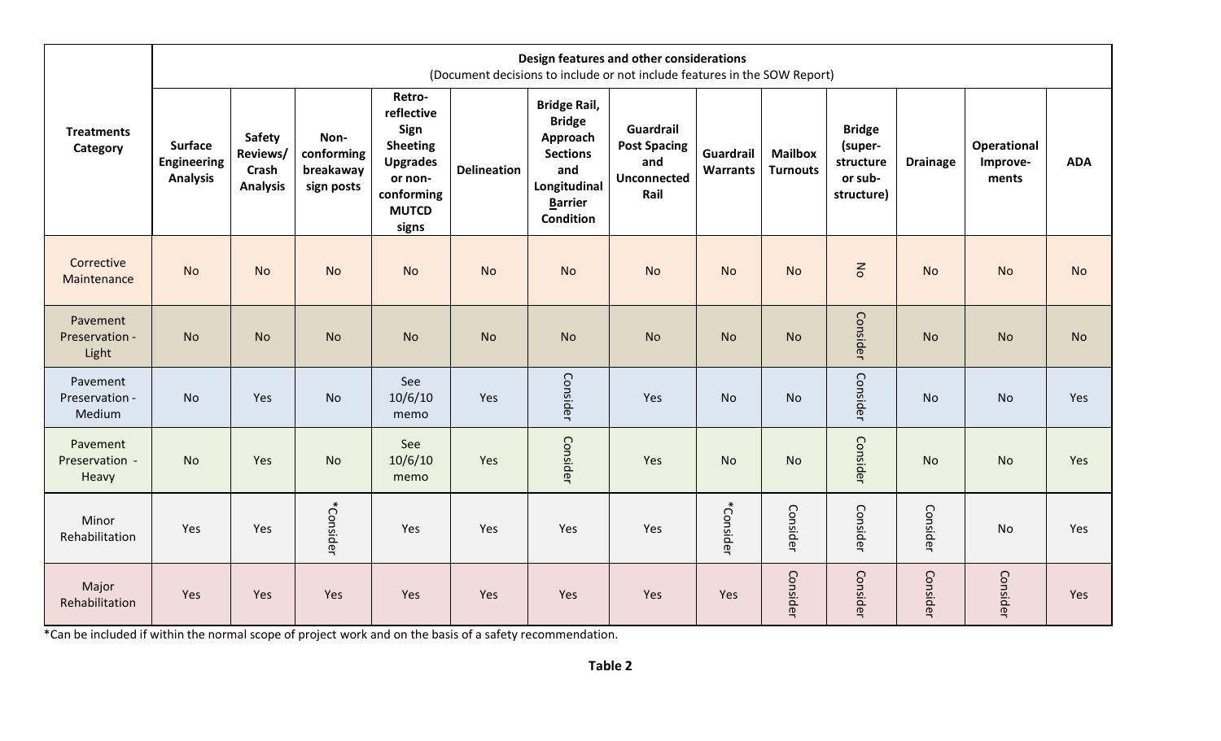| Treatments Category | Design features and other considerations (Document decisions to include or not include features in the SOW Report) | | | | | | | | | | | | |
|---|---|---|---|---|---|---|---|---|---|---|---|---|---|
| | **Surface Engineering Analysis** | **Safety Reviews/ Crash Analysis** | **Non-conforming breakaway sign posts** | **Retro-reflective Sign Sheeting Upgrades or non-conforming MUTCD signs** | **Delineation** | **Bridge Rail, Bridge Approach Sections and Longitudinal Barrier Condition** | **Guardrail Post Spacing and Unconnected Rail** | **Guardrail Warrants** | **Mailbox Turnouts** | **Bridge (super-structure or sub-structure)** | **Drainage** | **Operational Improve-ments** | **ADA** |
| Corrective Maintenance | No | No | No | No | No | No | No | No | No | No | No | No | No |
| Pavement Preservation - Light | No | No | No | No | No | No | No | No | No | Consider | No | No | No |
| Pavement Preservation - Medium | No | Yes | No | See 10/6/10 memo | Yes | Consider | Yes | No | No | Consider | No | No | Yes |
| Pavement Preservation - Heavy | No | Yes | No | See 10/6/10 memo | Yes | Consider | Yes | No | No | Consider | No | No | Yes |
| Minor Rehabilitation | Yes | Yes | *Consider | Yes | Yes | Yes | Yes | *Consider | Consider | Consider | Consider | No | Yes |
| Major Rehabilitation | Yes | Yes | Yes | Yes | Yes | Yes | Yes | Yes | Consider | Consider | Consider | Consider | Yes |

*Can be included if within the normal scope of project work and on the basis of a safety recommendation.

**Table 2**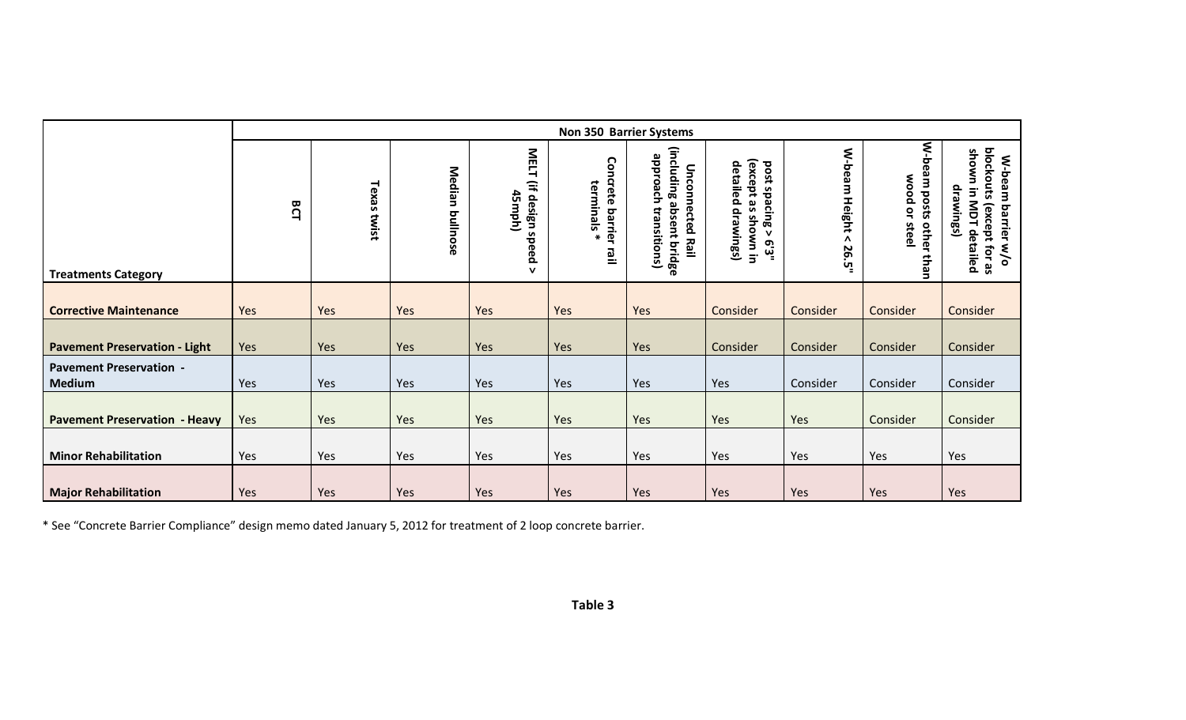| Treatments Category | Non 350 Barrier Systems | | | | | | | | | |
|---|---|---|---|---|---|---|---|---|---|---|
| | BCT | Texas twist | Median bullnose | MELT (if design speed > 45mph) | Concrete barrier rail terminals * | Unconnected Rail (including absent bridge approach transitions) | post spacing > 6'3" (except as shown in detailed drawings) | W-beam Height < 26.5" | W-beam posts other than wood or steel | W-beam barrier w/o blockouts (except for as shown in MDT detailed drawings) |
| **Corrective Maintenance** | Yes | Yes | Yes | Yes | Yes | Yes | Consider | Consider | Consider | Consider |
| **Pavement Preservation - Light** | Yes | Yes | Yes | Yes | Yes | Yes | Consider | Consider | Consider | Consider |
| **Pavement Preservation - Medium** | Yes | Yes | Yes | Yes | Yes | Yes | Yes | Consider | Consider | Consider |
| **Pavement Preservation - Heavy** | Yes | Yes | Yes | Yes | Yes | Yes | Yes | Yes | Consider | Consider |
| **Minor Rehabilitation** | Yes | Yes | Yes | Yes | Yes | Yes | Yes | Yes | Yes | Yes |
| **Major Rehabilitation** | Yes | Yes | Yes | Yes | Yes | Yes | Yes | Yes | Yes | Yes |

* See "Concrete Barrier Compliance" design memo dated January 5, 2012 for treatment of 2 loop concrete barrier.

**Table 3**